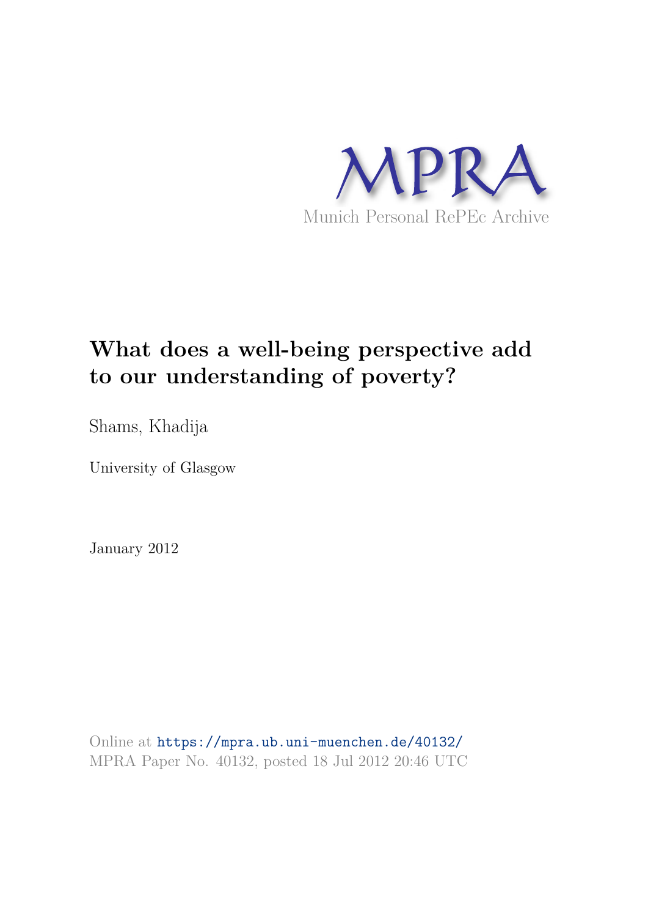MPRA

Munich Personal RePEc Archive

# What does a well-being perspective add to our understanding of poverty?

Shams, Khadija

University of Glasgow

January 2012

Online at https://mpra.ub.uni-muenchen.de/40132/

MPRA Paper No. 40132, posted 18 Jul 2012 20:46 UTC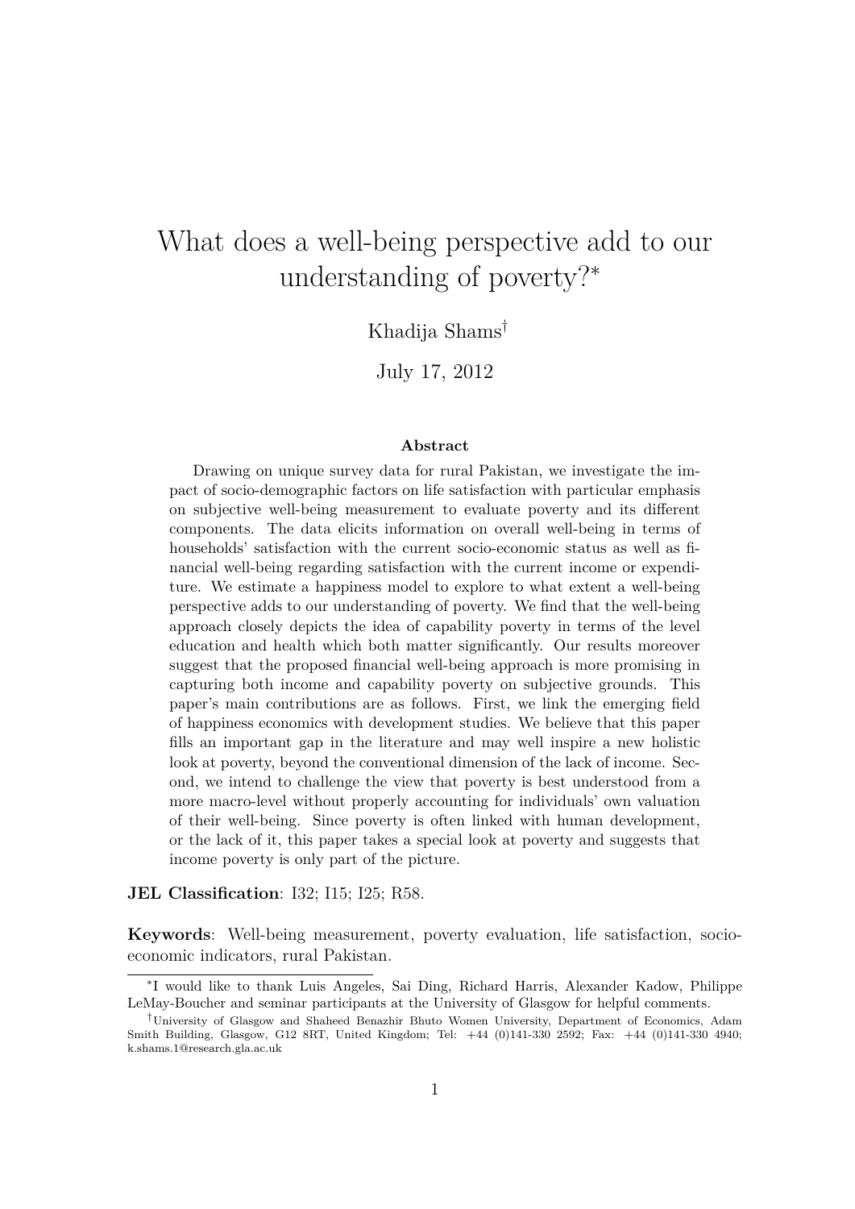// What does a well-being perspective add to our understanding of poverty?[*]

Khadija Shams[†]

July 17, 2012

**Abstract**

Drawing on unique survey data for rural Pakistan, we investigate the impact of socio-demographic factors on life satisfaction with particular emphasis on subjective well-being measurement to evaluate poverty and its different components. The data elicits information on overall well-being in terms of households' satisfaction with the current socio-economic status as well as financial well-being regarding satisfaction with the current income or expenditure. We estimate a happiness model to explore to what extent a well-being perspective adds to our understanding of poverty. We find that the well-being approach closely depicts the idea of capability poverty in terms of the level education and health which both matter significantly. Our results moreover suggest that the proposed financial well-being approach is more promising in capturing both income and capability poverty on subjective grounds. This paper's main contributions are as follows. First, we link the emerging field of happiness economics with development studies. We believe that this paper fills an important gap in the literature and may well inspire a new holistic look at poverty, beyond the conventional dimension of the lack of income. Second, we intend to challenge the view that poverty is best understood from a more macro-level without properly accounting for individuals' own valuation of their well-being. Since poverty is often linked with human development, or the lack of it, this paper takes a special look at poverty and suggests that income poverty is only part of the picture.

**JEL Classification**: I32; I15; I25; R58.

**Keywords**: Well-being measurement, poverty evaluation, life satisfaction, socio-economic indicators, rural Pakistan.

[*] I would like to thank Luis Angeles, Sai Ding, Richard Harris, Alexander Kadow, Philippe LeMay-Boucher and seminar participants at the University of Glasgow for helpful comments.

[†] University of Glasgow and Shaheed Benazhir Bhuto Women University, Department of Economics, Adam Smith Building, Glasgow, G12 8RT, United Kingdom; Tel: +44 (0)141-330 2592; Fax: +44 (0)141-330 4940; k.shams.1@research.gla.ac.uk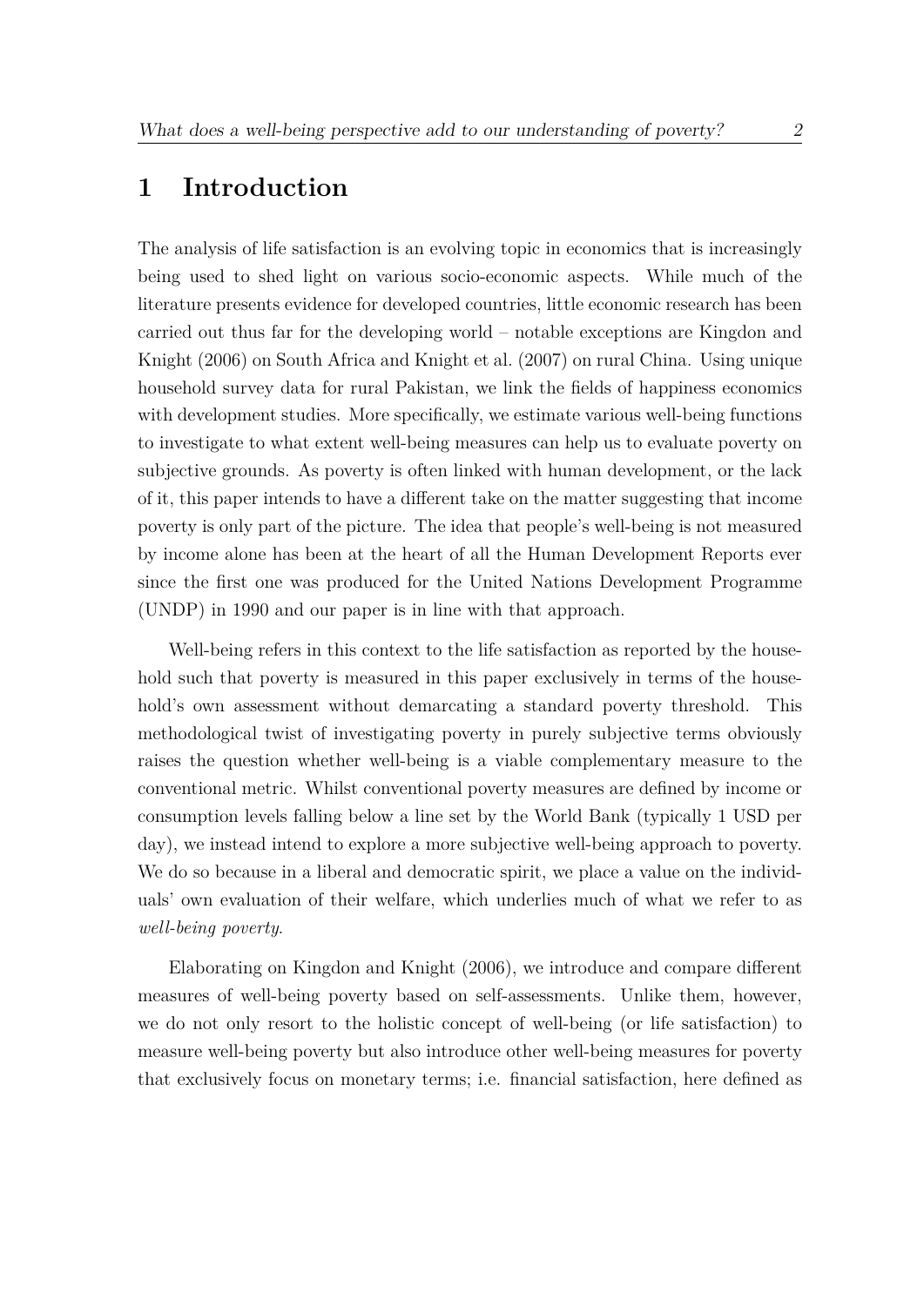# 1 Introduction

The analysis of life satisfaction is an evolving topic in economics that is increasingly being used to shed light on various socio-economic aspects. While much of the literature presents evidence for developed countries, little economic research has been carried out thus far for the developing world – notable exceptions are Kingdon and Knight (2006) on South Africa and Knight et al. (2007) on rural China. Using unique household survey data for rural Pakistan, we link the fields of happiness economics with development studies. More specifically, we estimate various well-being functions to investigate to what extent well-being measures can help us to evaluate poverty on subjective grounds. As poverty is often linked with human development, or the lack of it, this paper intends to have a different take on the matter suggesting that income poverty is only part of the picture. The idea that people's well-being is not measured by income alone has been at the heart of all the Human Development Reports ever since the first one was produced for the United Nations Development Programme (UNDP) in 1990 and our paper is in line with that approach.

Well-being refers in this context to the life satisfaction as reported by the household such that poverty is measured in this paper exclusively in terms of the household's own assessment without demarcating a standard poverty threshold. This methodological twist of investigating poverty in purely subjective terms obviously raises the question whether well-being is a viable complementary measure to the conventional metric. Whilst conventional poverty measures are defined by income or consumption levels falling below a line set by the World Bank (typically 1 USD per day), we instead intend to explore a more subjective well-being approach to poverty. We do so because in a liberal and democratic spirit, we place a value on the individuals' own evaluation of their welfare, which underlies much of what we refer to as *well-being poverty*.

Elaborating on Kingdon and Knight (2006), we introduce and compare different measures of well-being poverty based on self-assessments. Unlike them, however, we do not only resort to the holistic concept of well-being (or life satisfaction) to measure well-being poverty but also introduce other well-being measures for poverty that exclusively focus on monetary terms; i.e. financial satisfaction, here defined as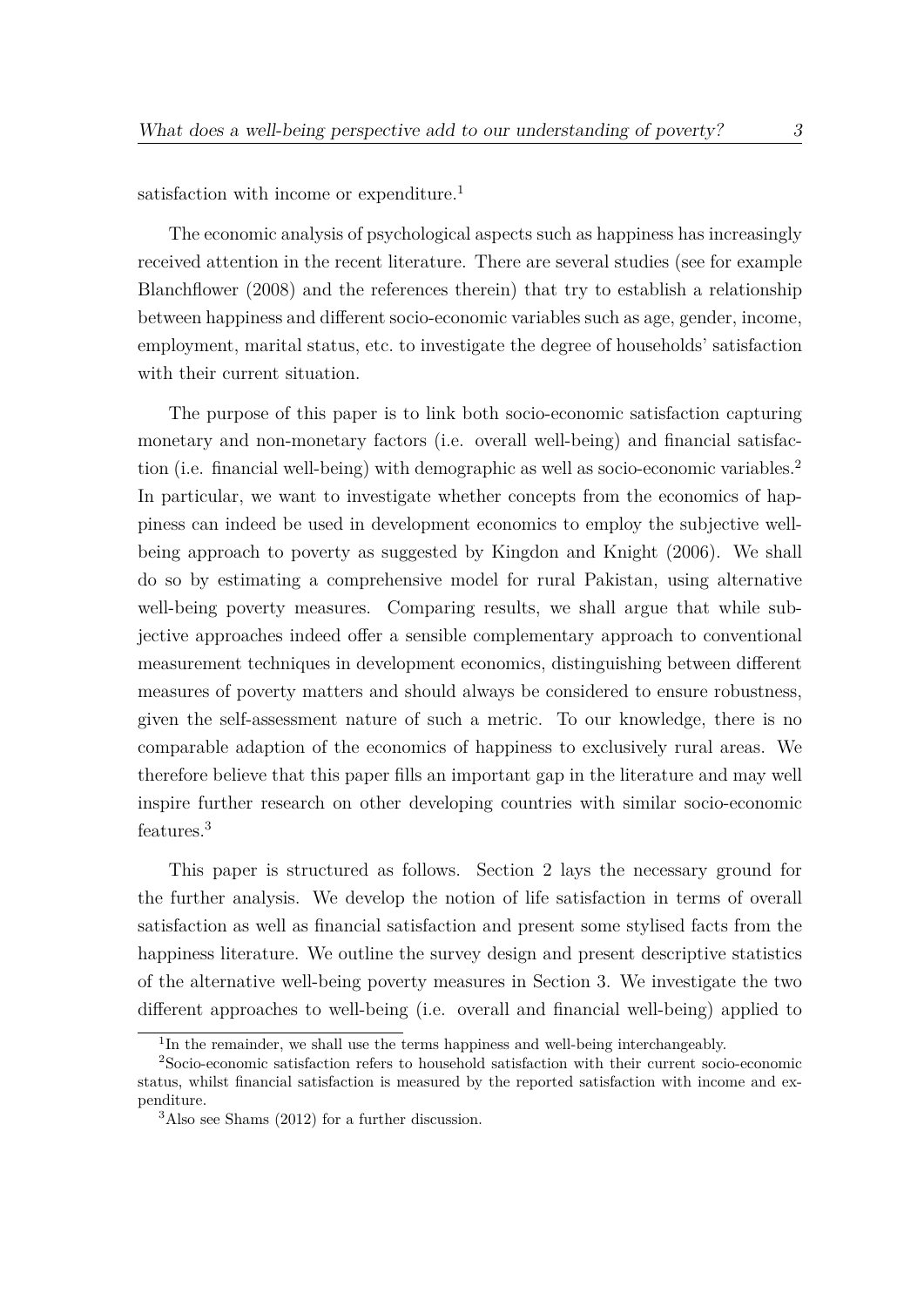satisfaction with income or expenditure.[1]

The economic analysis of psychological aspects such as happiness has increasingly received attention in the recent literature. There are several studies (see for example Blanchflower (2008) and the references therein) that try to establish a relationship between happiness and different socio-economic variables such as age, gender, income, employment, marital status, etc. to investigate the degree of households' satisfaction with their current situation.

The purpose of this paper is to link both socio-economic satisfaction capturing monetary and non-monetary factors (i.e. overall well-being) and financial satisfaction (i.e. financial well-being) with demographic as well as socio-economic variables.[2] In particular, we want to investigate whether concepts from the economics of happiness can indeed be used in development economics to employ the subjective well-being approach to poverty as suggested by Kingdon and Knight (2006). We shall do so by estimating a comprehensive model for rural Pakistan, using alternative well-being poverty measures. Comparing results, we shall argue that while subjective approaches indeed offer a sensible complementary approach to conventional measurement techniques in development economics, distinguishing between different measures of poverty matters and should always be considered to ensure robustness, given the self-assessment nature of such a metric. To our knowledge, there is no comparable adaption of the economics of happiness to exclusively rural areas. We therefore believe that this paper fills an important gap in the literature and may well inspire further research on other developing countries with similar socio-economic features.[3]

This paper is structured as follows. Section 2 lays the necessary ground for the further analysis. We develop the notion of life satisfaction in terms of overall satisfaction as well as financial satisfaction and present some stylised facts from the happiness literature. We outline the survey design and present descriptive statistics of the alternative well-being poverty measures in Section 3. We investigate the two different approaches to well-being (i.e. overall and financial well-being) applied to

[1] In the remainder, we shall use the terms happiness and well-being interchangeably.

[2] Socio-economic satisfaction refers to household satisfaction with their current socio-economic status, whilst financial satisfaction is measured by the reported satisfaction with income and expenditure.

[3] Also see Shams (2012) for a further discussion.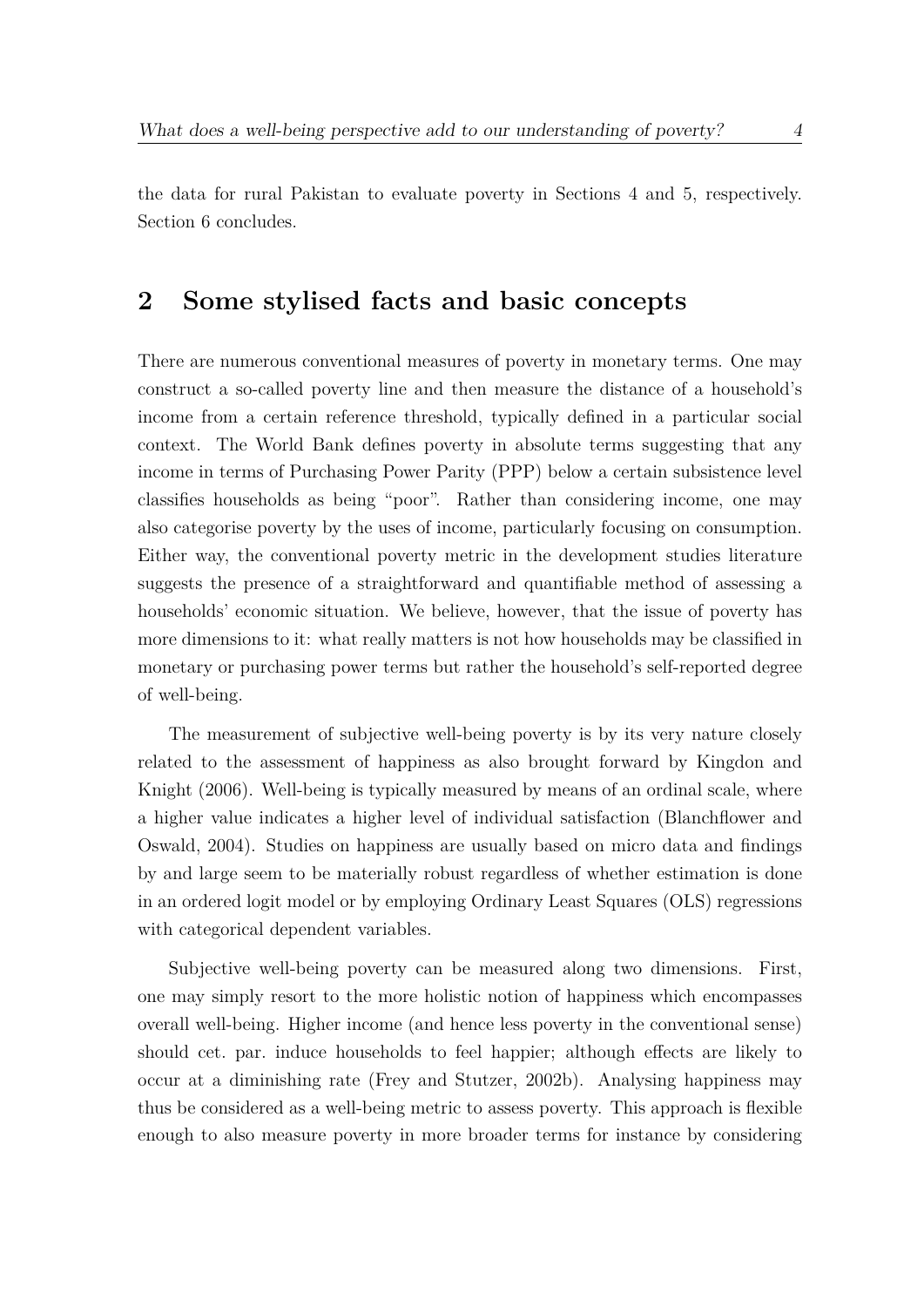the data for rural Pakistan to evaluate poverty in Sections 4 and 5, respectively. Section 6 concludes.

## 2 Some stylised facts and basic concepts

There are numerous conventional measures of poverty in monetary terms. One may construct a so-called poverty line and then measure the distance of a household's income from a certain reference threshold, typically defined in a particular social context. The World Bank defines poverty in absolute terms suggesting that any income in terms of Purchasing Power Parity (PPP) below a certain subsistence level classifies households as being "poor". Rather than considering income, one may also categorise poverty by the uses of income, particularly focusing on consumption. Either way, the conventional poverty metric in the development studies literature suggests the presence of a straightforward and quantifiable method of assessing a households' economic situation. We believe, however, that the issue of poverty has more dimensions to it: what really matters is not how households may be classified in monetary or purchasing power terms but rather the household's self-reported degree of well-being.

The measurement of subjective well-being poverty is by its very nature closely related to the assessment of happiness as also brought forward by Kingdon and Knight (2006). Well-being is typically measured by means of an ordinal scale, where a higher value indicates a higher level of individual satisfaction (Blanchflower and Oswald, 2004). Studies on happiness are usually based on micro data and findings by and large seem to be materially robust regardless of whether estimation is done in an ordered logit model or by employing Ordinary Least Squares (OLS) regressions with categorical dependent variables.

Subjective well-being poverty can be measured along two dimensions. First, one may simply resort to the more holistic notion of happiness which encompasses overall well-being. Higher income (and hence less poverty in the conventional sense) should cet. par. induce households to feel happier; although effects are likely to occur at a diminishing rate (Frey and Stutzer, 2002b). Analysing happiness may thus be considered as a well-being metric to assess poverty. This approach is flexible enough to also measure poverty in more broader terms for instance by considering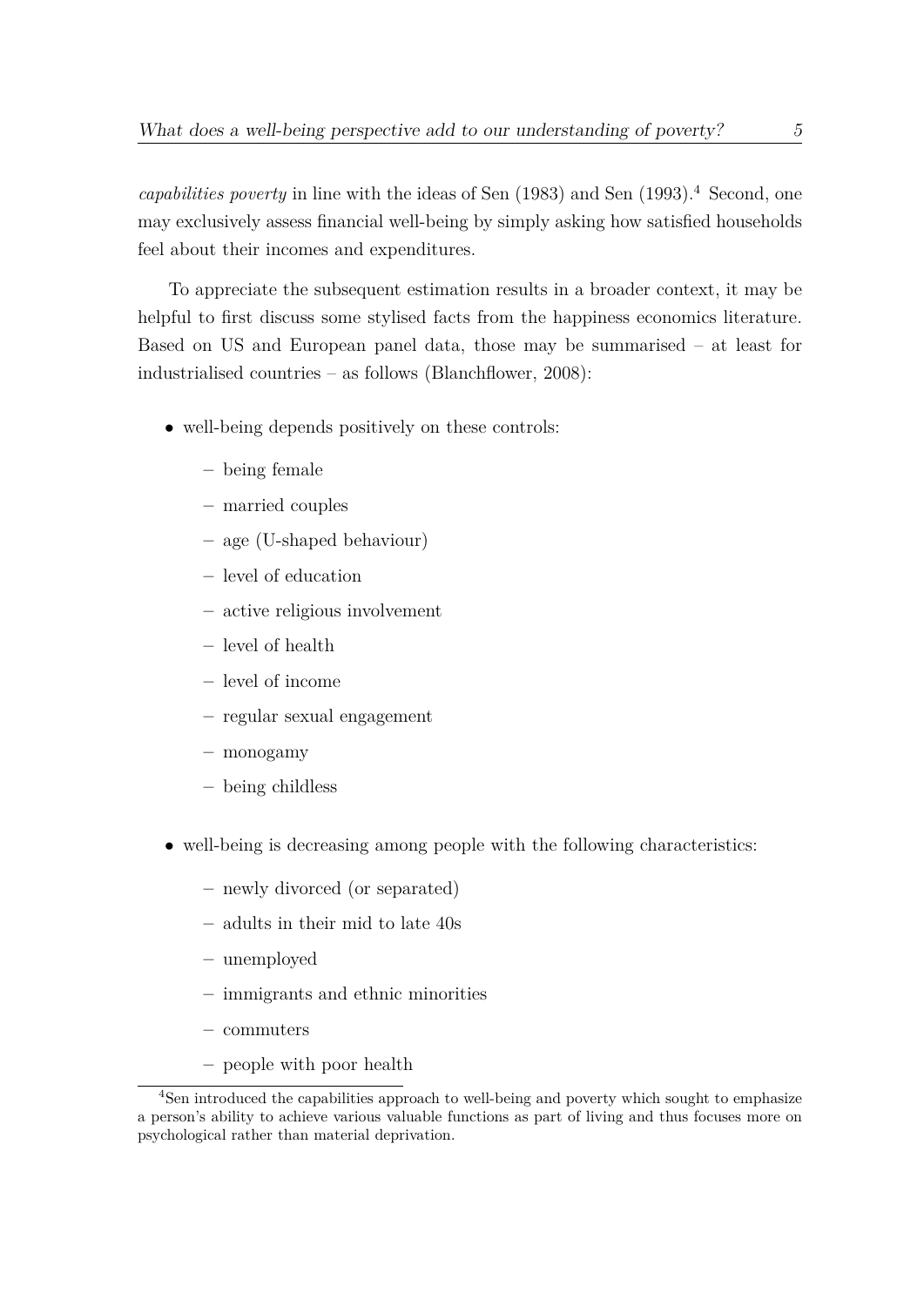*capabilities poverty* in line with the ideas of Sen (1983) and Sen (1993).[4] Second, one may exclusively assess financial well-being by simply asking how satisfied households feel about their incomes and expenditures.

To appreciate the subsequent estimation results in a broader context, it may be helpful to first discuss some stylised facts from the happiness economics literature. Based on US and European panel data, those may be summarised – at least for industrialised countries – as follows (Blanchflower, 2008):

- well-being depends positively on these controls:
  - being female
  - married couples
  - age (U-shaped behaviour)
  - level of education
  - active religious involvement
  - level of health
  - level of income
  - regular sexual engagement
  - monogamy
  - being childless
- well-being is decreasing among people with the following characteristics:
  - newly divorced (or separated)
  - adults in their mid to late 40s
  - unemployed
  - immigrants and ethnic minorities
  - commuters
  - people with poor health

[4] Sen introduced the capabilities approach to well-being and poverty which sought to emphasize a person's ability to achieve various valuable functions as part of living and thus focuses more on psychological rather than material deprivation.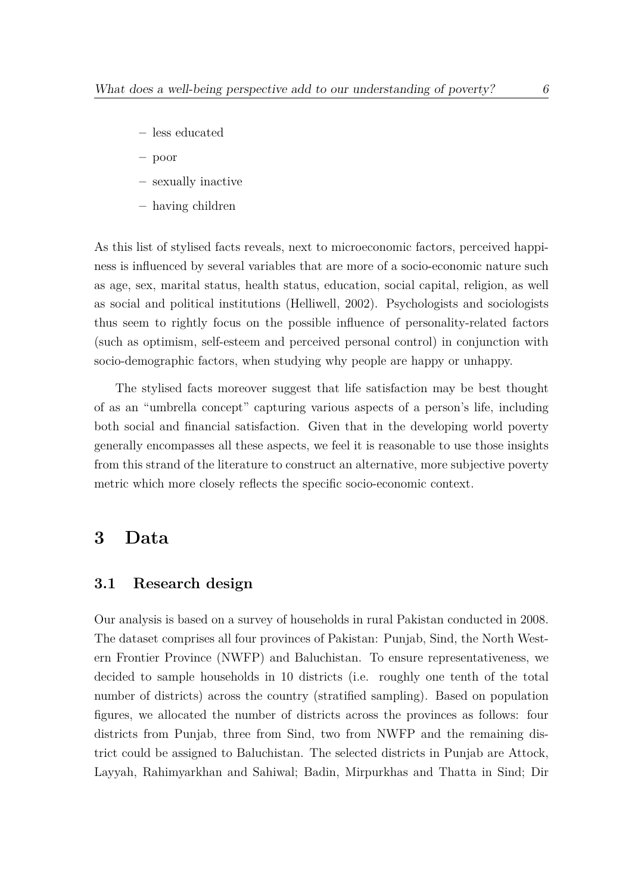- less educated
- poor
- sexually inactive
- having children

As this list of stylised facts reveals, next to microeconomic factors, perceived happiness is influenced by several variables that are more of a socio-economic nature such as age, sex, marital status, health status, education, social capital, religion, as well as social and political institutions (Helliwell, 2002). Psychologists and sociologists thus seem to rightly focus on the possible influence of personality-related factors (such as optimism, self-esteem and perceived personal control) in conjunction with socio-demographic factors, when studying why people are happy or unhappy.

The stylised facts moreover suggest that life satisfaction may be best thought of as an "umbrella concept" capturing various aspects of a person's life, including both social and financial satisfaction. Given that in the developing world poverty generally encompasses all these aspects, we feel it is reasonable to use those insights from this strand of the literature to construct an alternative, more subjective poverty metric which more closely reflects the specific socio-economic context.

# 3 Data

## 3.1 Research design

Our analysis is based on a survey of households in rural Pakistan conducted in 2008. The dataset comprises all four provinces of Pakistan: Punjab, Sind, the North Western Frontier Province (NWFP) and Baluchistan. To ensure representativeness, we decided to sample households in 10 districts (i.e. roughly one tenth of the total number of districts) across the country (stratified sampling). Based on population figures, we allocated the number of districts across the provinces as follows: four districts from Punjab, three from Sind, two from NWFP and the remaining district could be assigned to Baluchistan. The selected districts in Punjab are Attock, Layyah, Rahimyarkhan and Sahiwal; Badin, Mirpurkhas and Thatta in Sind; Dir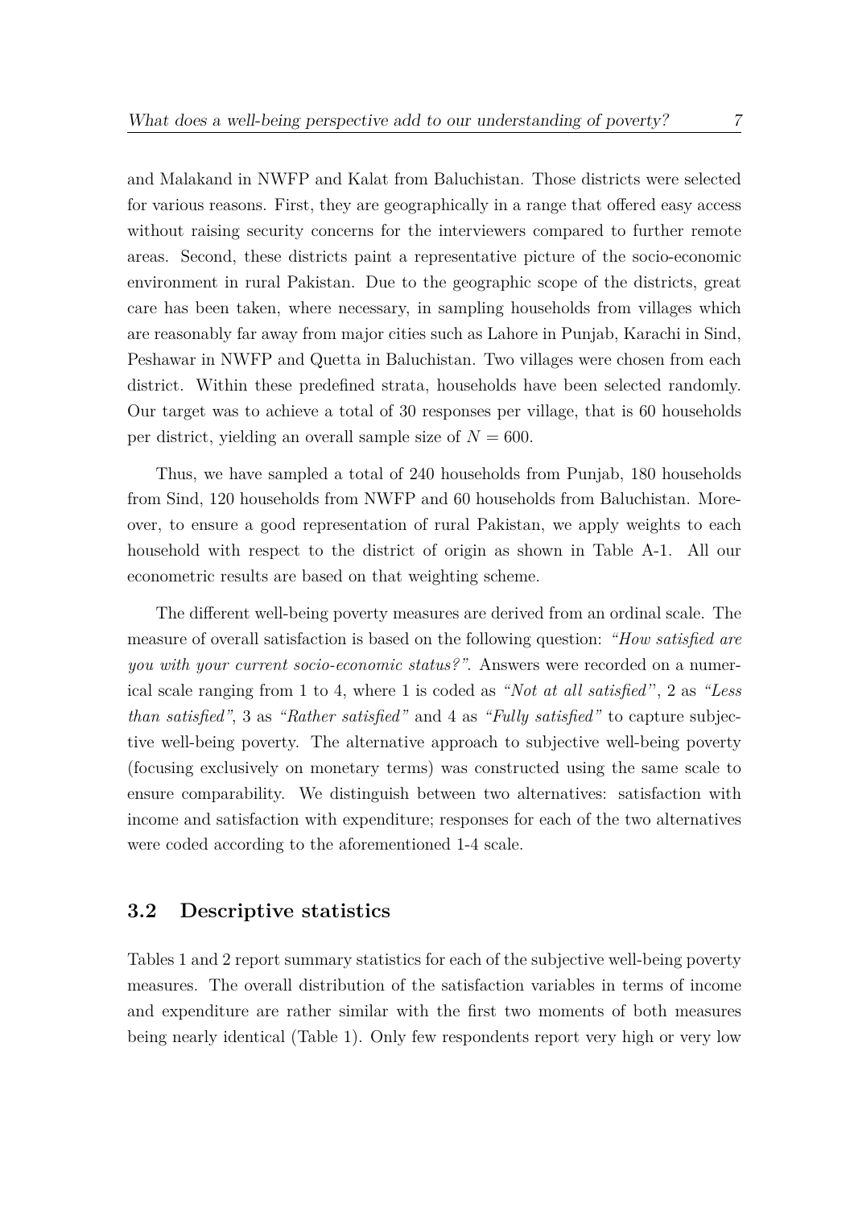and Malakand in NWFP and Kalat from Baluchistan. Those districts were selected for various reasons. First, they are geographically in a range that offered easy access without raising security concerns for the interviewers compared to further remote areas. Second, these districts paint a representative picture of the socio-economic environment in rural Pakistan. Due to the geographic scope of the districts, great care has been taken, where necessary, in sampling households from villages which are reasonably far away from major cities such as Lahore in Punjab, Karachi in Sind, Peshawar in NWFP and Quetta in Baluchistan. Two villages were chosen from each district. Within these predefined strata, households have been selected randomly. Our target was to achieve a total of 30 responses per village, that is 60 households per district, yielding an overall sample size of $N = 600$.

Thus, we have sampled a total of 240 households from Punjab, 180 households from Sind, 120 households from NWFP and 60 households from Baluchistan. Moreover, to ensure a good representation of rural Pakistan, we apply weights to each household with respect to the district of origin as shown in Table A-1. All our econometric results are based on that weighting scheme.

The different well-being poverty measures are derived from an ordinal scale. The measure of overall satisfaction is based on the following question: *"How satisfied are you with your current socio-economic status?"*. Answers were recorded on a numerical scale ranging from 1 to 4, where 1 is coded as *"Not at all satisfied"*, 2 as *"Less than satisfied"*, 3 as *"Rather satisfied"* and 4 as *"Fully satisfied"* to capture subjective well-being poverty. The alternative approach to subjective well-being poverty (focusing exclusively on monetary terms) was constructed using the same scale to ensure comparability. We distinguish between two alternatives: satisfaction with income and satisfaction with expenditure; responses for each of the two alternatives were coded according to the aforementioned 1-4 scale.

## 3.2 Descriptive statistics

Tables 1 and 2 report summary statistics for each of the subjective well-being poverty measures. The overall distribution of the satisfaction variables in terms of income and expenditure are rather similar with the first two moments of both measures being nearly identical (Table 1). Only few respondents report very high or very low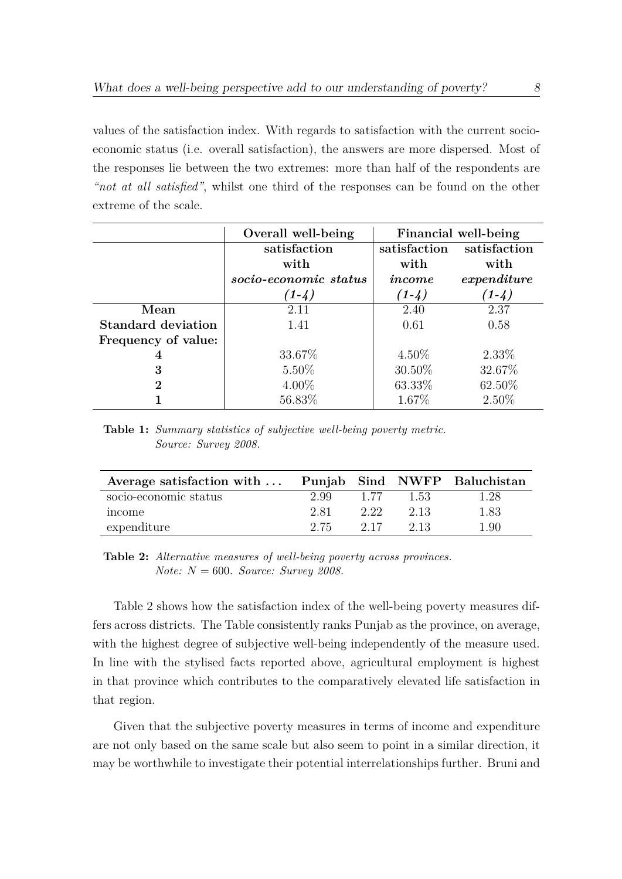values of the satisfaction index. With regards to satisfaction with the current socio-economic status (i.e. overall satisfaction), the answers are more dispersed. Most of the responses lie between the two extremes: more than half of the respondents are *"not at all satisfied"*, whilst one third of the responses can be found on the other extreme of the scale.

| | **Overall well-being** | **Financial well-being** | |
|---|---|---|---|
| | **satisfaction with *socio-economic status* *(1-4)*** | **satisfaction with *income* *(1-4)*** | **satisfaction with *expenditure* *(1-4)*** |
| **Mean** | 2.11 | 2.40 | 2.37 |
| **Standard deviation** | 1.41 | 0.61 | 0.58 |
| **Frequency of value:** | | | |
| **4** | 33.67% | 4.50% | 2.33% |
| **3** | 5.50% | 30.50% | 32.67% |
| **2** | 4.00% | 63.33% | 62.50% |
| **1** | 56.83% | 1.67% | 2.50% |

**Table 1:** *Summary statistics of subjective well-being poverty metric. Source: Survey 2008.*

| **Average satisfaction with ...** | **Punjab** | **Sind** | **NWFP** | **Baluchistan** |
|---|---|---|---|---|
| socio-economic status | 2.99 | 1.77 | 1.53 | 1.28 |
| income | 2.81 | 2.22 | 2.13 | 1.83 |
| expenditure | 2.75 | 2.17 | 2.13 | 1.90 |

**Table 2:** *Alternative measures of well-being poverty across provinces. Note: $N = 600$. Source: Survey 2008.*

Table 2 shows how the satisfaction index of the well-being poverty measures differs across districts. The Table consistently ranks Punjab as the province, on average, with the highest degree of subjective well-being independently of the measure used. In line with the stylised facts reported above, agricultural employment is highest in that province which contributes to the comparatively elevated life satisfaction in that region.

Given that the subjective poverty measures in terms of income and expenditure are not only based on the same scale but also seem to point in a similar direction, it may be worthwhile to investigate their potential interrelationships further. Bruni and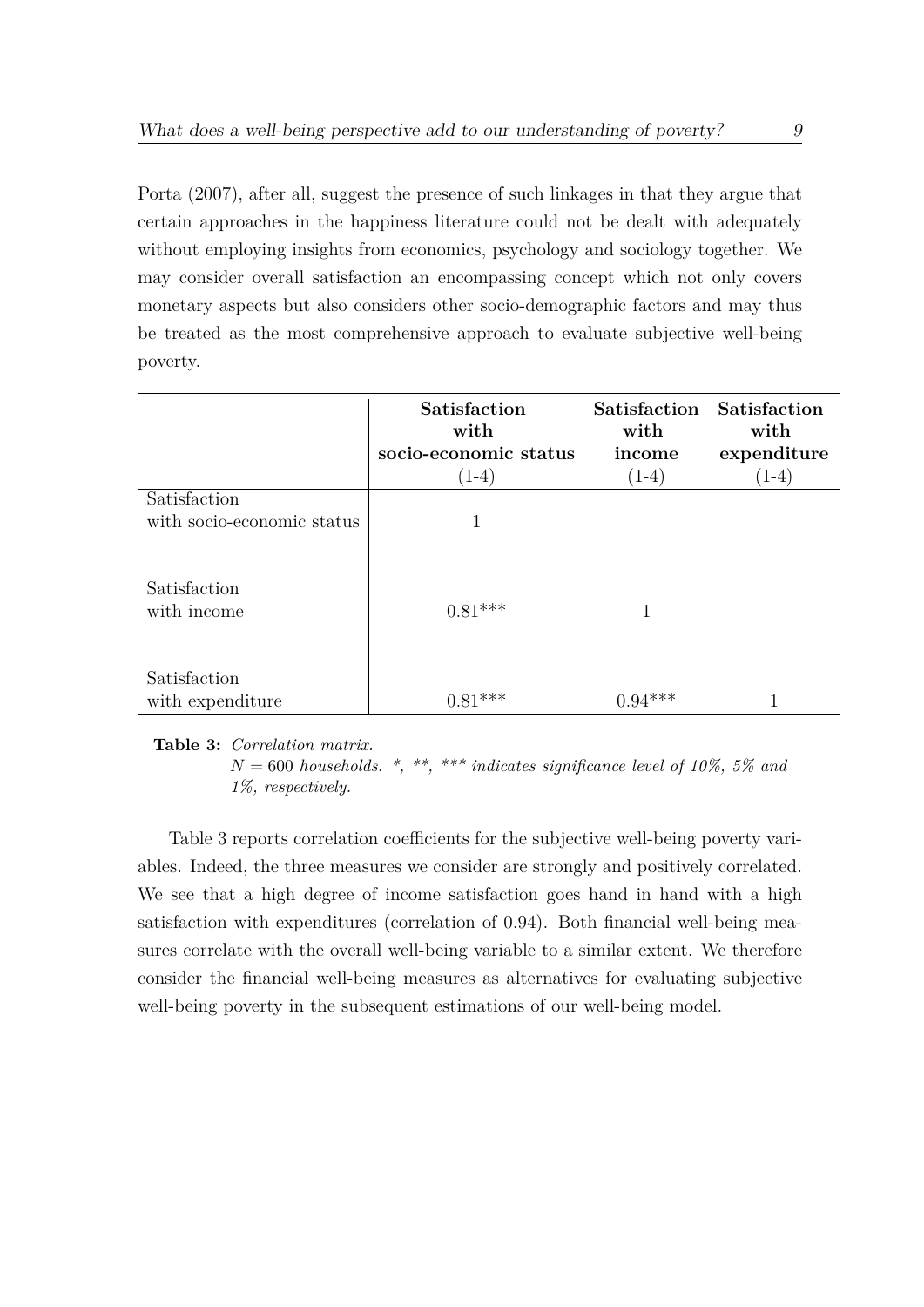Porta (2007), after all, suggest the presence of such linkages in that they argue that certain approaches in the happiness literature could not be dealt with adequately without employing insights from economics, psychology and sociology together. We may consider overall satisfaction an encompassing concept which not only covers monetary aspects but also considers other socio-demographic factors and may thus be treated as the most comprehensive approach to evaluate subjective well-being poverty.

| | **Satisfaction with socio-economic status** (1-4) | **Satisfaction with income** (1-4) | **Satisfaction with expenditure** (1-4) |
|---|---|---|---|
| Satisfaction with socio-economic status | 1 | | |
| Satisfaction with income | 0.81*** | 1 | |
| Satisfaction with expenditure | 0.81*** | 0.94*** | 1 |

**Table 3:** *Correlation matrix.*
$N = 600$ *households. *, **, *** indicates significance level of 10%, 5% and 1%, respectively.*

Table 3 reports correlation coefficients for the subjective well-being poverty variables. Indeed, the three measures we consider are strongly and positively correlated. We see that a high degree of income satisfaction goes hand in hand with a high satisfaction with expenditures (correlation of 0.94). Both financial well-being measures correlate with the overall well-being variable to a similar extent. We therefore consider the financial well-being measures as alternatives for evaluating subjective well-being poverty in the subsequent estimations of our well-being model.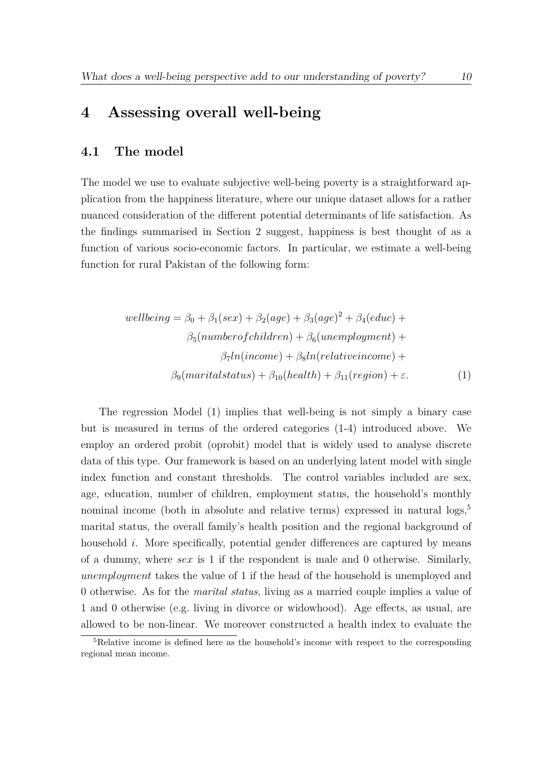# 4 Assessing overall well-being

## 4.1 The model

The model we use to evaluate subjective well-being poverty is a straightforward application from the happiness literature, where our unique dataset allows for a rather nuanced consideration of the different potential determinants of life satisfaction. As the findings summarised in Section 2 suggest, happiness is best thought of as a function of various socio-economic factors. In particular, we estimate a well-being function for rural Pakistan of the following form:

$$
\begin{aligned}
wellbeing = \beta_0 + \beta_1(sex) + \beta_2(age) + \beta_3(age)^2 + \beta_4(educ) + \\
\beta_5(number of children) + \beta_6(unemployment) + \\
\beta_7 ln(income) + \beta_8 ln(relative income) + \\
\beta_9(marital status) + \beta_{10}(health) + \beta_{11}(region) + \varepsilon.
\end{aligned} \tag{1}
$$

The regression Model (1) implies that well-being is not simply a binary case but is measured in terms of the ordered categories (1-4) introduced above. We employ an ordered probit (oprobit) model that is widely used to analyse discrete data of this type. Our framework is based on an underlying latent model with single index function and constant thresholds. The control variables included are sex, age, education, number of children, employment status, the household's monthly nominal income (both in absolute and relative terms) expressed in natural logs,[5] marital status, the overall family's health position and the regional background of household $i$. More specifically, potential gender differences are captured by means of a dummy, where *sex* is 1 if the respondent is male and 0 otherwise. Similarly, *unemployment* takes the value of 1 if the head of the household is unemployed and 0 otherwise. As for the *marital status*, living as a married couple implies a value of 1 and 0 otherwise (e.g. living in divorce or widowhood). Age effects, as usual, are allowed to be non-linear. We moreover constructed a health index to evaluate the

[5] Relative income is defined here as the household's income with respect to the corresponding regional mean income.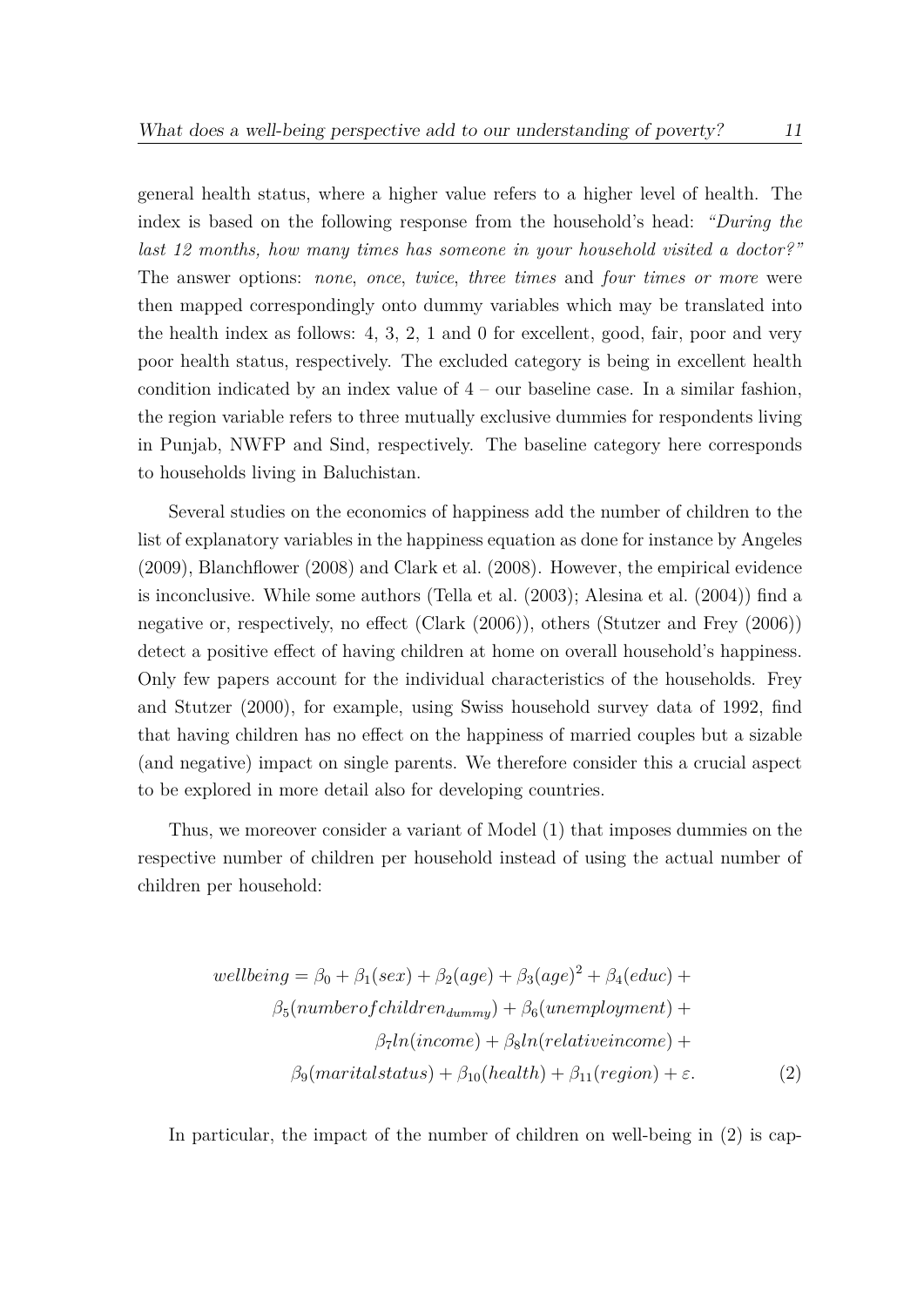general health status, where a higher value refers to a higher level of health. The index is based on the following response from the household's head: *"During the last 12 months, how many times has someone in your household visited a doctor?"* The answer options: *none*, *once*, *twice*, *three times* and *four times or more* were then mapped correspondingly onto dummy variables which may be translated into the health index as follows: 4, 3, 2, 1 and 0 for excellent, good, fair, poor and very poor health status, respectively. The excluded category is being in excellent health condition indicated by an index value of 4 – our baseline case. In a similar fashion, the region variable refers to three mutually exclusive dummies for respondents living in Punjab, NWFP and Sind, respectively. The baseline category here corresponds to households living in Baluchistan.

Several studies on the economics of happiness add the number of children to the list of explanatory variables in the happiness equation as done for instance by Angeles (2009), Blanchflower (2008) and Clark et al. (2008). However, the empirical evidence is inconclusive. While some authors (Tella et al. (2003); Alesina et al. (2004)) find a negative or, respectively, no effect (Clark (2006)), others (Stutzer and Frey (2006)) detect a positive effect of having children at home on overall household's happiness. Only few papers account for the individual characteristics of the households. Frey and Stutzer (2000), for example, using Swiss household survey data of 1992, find that having children has no effect on the happiness of married couples but a sizable (and negative) impact on single parents. We therefore consider this a crucial aspect to be explored in more detail also for developing countries.

Thus, we moreover consider a variant of Model (1) that imposes dummies on the respective number of children per household instead of using the actual number of children per household:

$$
\begin{aligned}
wellbeing = \beta_0 + \beta_1(sex) + \beta_2(age) + \beta_3(age)^2 + \beta_4(educ) + \\
\beta_5(numberofchildren_{dummy}) + \beta_6(unemployment) + \\
\beta_7 ln(income) + \beta_8 ln(relativeincome) + \\
\beta_9(maritalstatus) + \beta_{10}(health) + \beta_{11}(region) + \varepsilon. \qquad (2)
\end{aligned}
$$

In particular, the impact of the number of children on well-being in (2) is cap-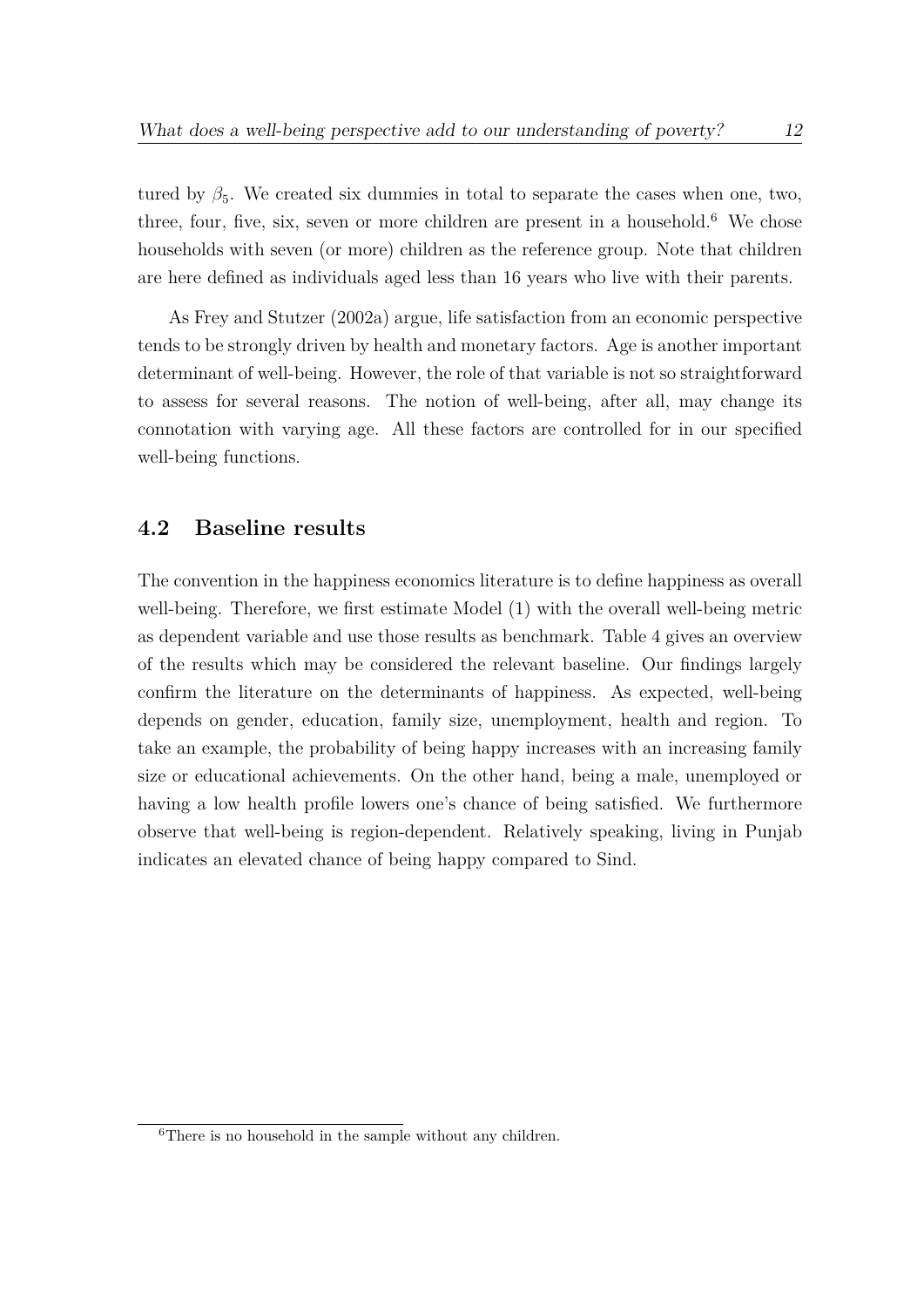tured by $\beta_5$. We created six dummies in total to separate the cases when one, two, three, four, five, six, seven or more children are present in a household.[6] We chose households with seven (or more) children as the reference group. Note that children are here defined as individuals aged less than 16 years who live with their parents.

As Frey and Stutzer (2002a) argue, life satisfaction from an economic perspective tends to be strongly driven by health and monetary factors. Age is another important determinant of well-being. However, the role of that variable is not so straightforward to assess for several reasons. The notion of well-being, after all, may change its connotation with varying age. All these factors are controlled for in our specified well-being functions.

## 4.2 Baseline results

The convention in the happiness economics literature is to define happiness as overall well-being. Therefore, we first estimate Model (1) with the overall well-being metric as dependent variable and use those results as benchmark. Table 4 gives an overview of the results which may be considered the relevant baseline. Our findings largely confirm the literature on the determinants of happiness. As expected, well-being depends on gender, education, family size, unemployment, health and region. To take an example, the probability of being happy increases with an increasing family size or educational achievements. On the other hand, being a male, unemployed or having a low health profile lowers one's chance of being satisfied. We furthermore observe that well-being is region-dependent. Relatively speaking, living in Punjab indicates an elevated chance of being happy compared to Sind.

[6] There is no household in the sample without any children.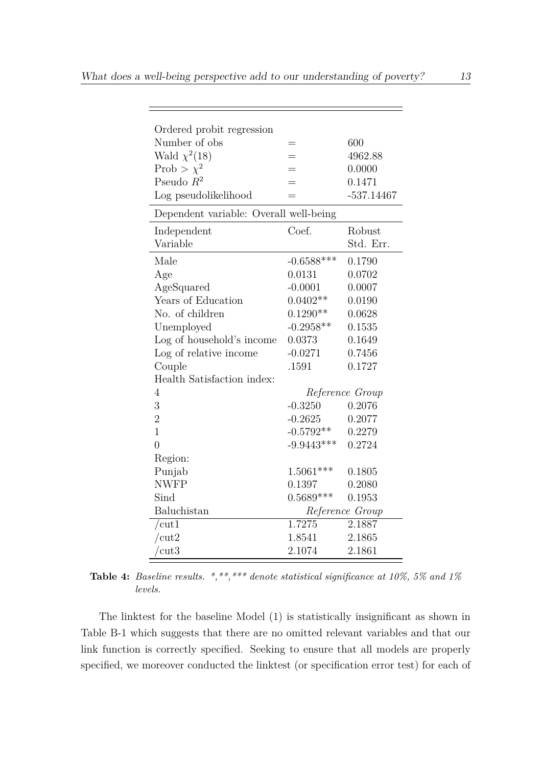| | | |
|---|---|---|
| Ordered probit regression | | |
| Number of obs | = | 600 |
| Wald $\chi^2(18)$ | = | 4962.88 |
| Prob > $\chi^2$ | = | 0.0000 |
| Pseudo $R^2$ | = | 0.1471 |
| Log pseudolikelihood | = | -537.14467 |
| Dependent variable: Overall well-being | | |
| Independent Variable | Coef. | Robust Std. Err. |
| Male | -0.6588*** | 0.1790 |
| Age | 0.0131 | 0.0702 |
| AgeSquared | -0.0001 | 0.0007 |
| Years of Education | 0.0402** | 0.0190 |
| No. of children | 0.1290** | 0.0628 |
| Unemployed | -0.2958** | 0.1535 |
| Log of household's income | 0.0373 | 0.1649 |
| Log of relative income | -0.0271 | 0.7456 |
| Couple | .1591 | 0.1727 |
| Health Satisfaction index: | | |
| 4 | *Reference Group* | |
| 3 | -0.3250 | 0.2076 |
| 2 | -0.2625 | 0.2077 |
| 1 | -0.5792** | 0.2279 |
| 0 | -9.9443*** | 0.2724 |
| Region: | | |
| Punjab | 1.5061*** | 0.1805 |
| NWFP | 0.1397 | 0.2080 |
| Sind | 0.5689*** | 0.1953 |
| Baluchistan | *Reference Group* | |
| /cut1 | 1.7275 | 2.1887 |
| /cut2 | 1.8541 | 2.1865 |
| /cut3 | 2.1074 | 2.1861 |

**Table 4:** *Baseline results. *,**,*** denote statistical significance at 10%, 5% and 1% levels.*

The linktest for the baseline Model (1) is statistically insignificant as shown in Table B-1 which suggests that there are no omitted relevant variables and that our link function is correctly specified. Seeking to ensure that all models are properly specified, we moreover conducted the linktest (or specification error test) for each of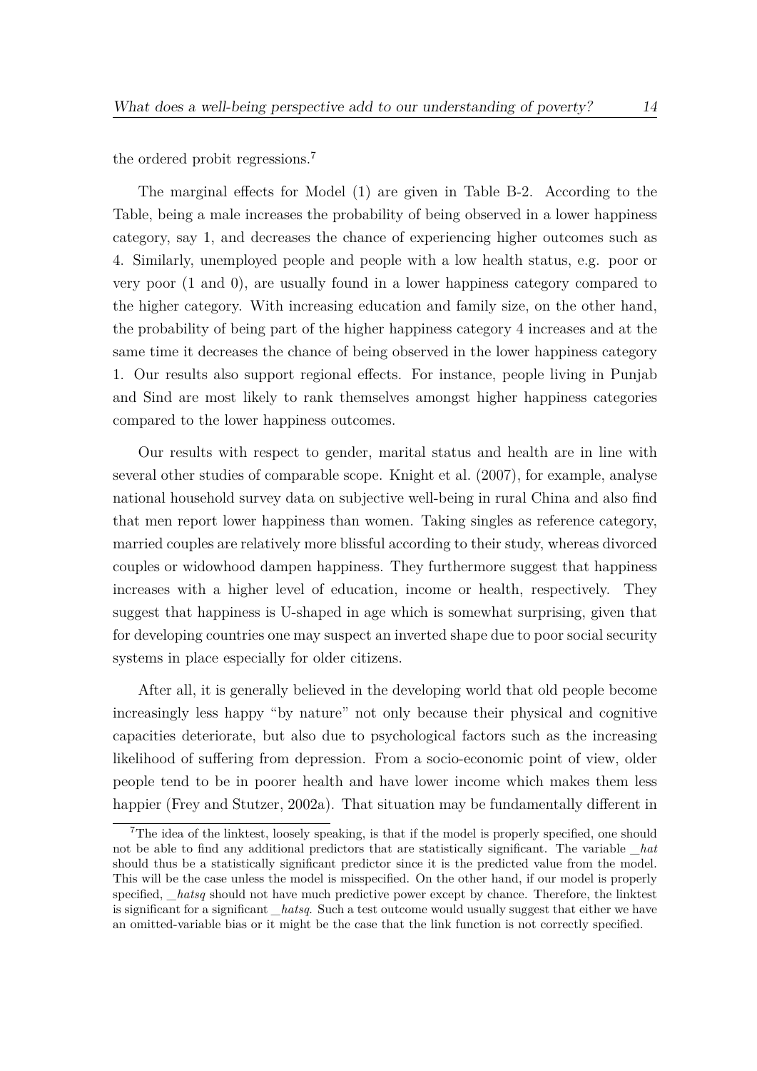the ordered probit regressions.[7]

The marginal effects for Model (1) are given in Table B-2. According to the Table, being a male increases the probability of being observed in a lower happiness category, say 1, and decreases the chance of experiencing higher outcomes such as 4. Similarly, unemployed people and people with a low health status, e.g. poor or very poor (1 and 0), are usually found in a lower happiness category compared to the higher category. With increasing education and family size, on the other hand, the probability of being part of the higher happiness category 4 increases and at the same time it decreases the chance of being observed in the lower happiness category 1. Our results also support regional effects. For instance, people living in Punjab and Sind are most likely to rank themselves amongst higher happiness categories compared to the lower happiness outcomes.

Our results with respect to gender, marital status and health are in line with several other studies of comparable scope. Knight et al. (2007), for example, analyse national household survey data on subjective well-being in rural China and also find that men report lower happiness than women. Taking singles as reference category, married couples are relatively more blissful according to their study, whereas divorced couples or widowhood dampen happiness. They furthermore suggest that happiness increases with a higher level of education, income or health, respectively. They suggest that happiness is U-shaped in age which is somewhat surprising, given that for developing countries one may suspect an inverted shape due to poor social security systems in place especially for older citizens.

After all, it is generally believed in the developing world that old people become increasingly less happy "by nature" not only because their physical and cognitive capacities deteriorate, but also due to psychological factors such as the increasing likelihood of suffering from depression. From a socio-economic point of view, older people tend to be in poorer health and have lower income which makes them less happier (Frey and Stutzer, 2002a). That situation may be fundamentally different in

[7] The idea of the linktest, loosely speaking, is that if the model is properly specified, one should not be able to find any additional predictors that are statistically significant. The variable *_hat* should thus be a statistically significant predictor since it is the predicted value from the model. This will be the case unless the model is misspecified. On the other hand, if our model is properly specified, *_hatsq* should not have much predictive power except by chance. Therefore, the linktest is significant for a significant *_hatsq*. Such a test outcome would usually suggest that either we have an omitted-variable bias or it might be the case that the link function is not correctly specified.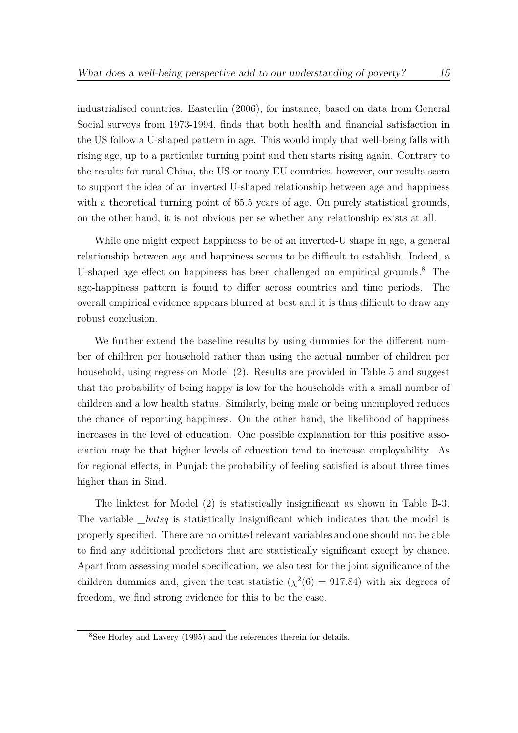industrialised countries. Easterlin (2006), for instance, based on data from General Social surveys from 1973-1994, finds that both health and financial satisfaction in the US follow a U-shaped pattern in age. This would imply that well-being falls with rising age, up to a particular turning point and then starts rising again. Contrary to the results for rural China, the US or many EU countries, however, our results seem to support the idea of an inverted U-shaped relationship between age and happiness with a theoretical turning point of 65.5 years of age. On purely statistical grounds, on the other hand, it is not obvious per se whether any relationship exists at all.

While one might expect happiness to be of an inverted-U shape in age, a general relationship between age and happiness seems to be difficult to establish. Indeed, a U-shaped age effect on happiness has been challenged on empirical grounds.[8] The age-happiness pattern is found to differ across countries and time periods. The overall empirical evidence appears blurred at best and it is thus difficult to draw any robust conclusion.

We further extend the baseline results by using dummies for the different number of children per household rather than using the actual number of children per household, using regression Model (2). Results are provided in Table 5 and suggest that the probability of being happy is low for the households with a small number of children and a low health status. Similarly, being male or being unemployed reduces the chance of reporting happiness. On the other hand, the likelihood of happiness increases in the level of education. One possible explanation for this positive association may be that higher levels of education tend to increase employability. As for regional effects, in Punjab the probability of feeling satisfied is about three times higher than in Sind.

The linktest for Model (2) is statistically insignificant as shown in Table B-3. The variable *_hatsq* is statistically insignificant which indicates that the model is properly specified. There are no omitted relevant variables and one should not be able to find any additional predictors that are statistically significant except by chance. Apart from assessing model specification, we also test for the joint significance of the children dummies and, given the test statistic ($\chi^2(6) = 917.84$) with six degrees of freedom, we find strong evidence for this to be the case.

[8] See Horley and Lavery (1995) and the references therein for details.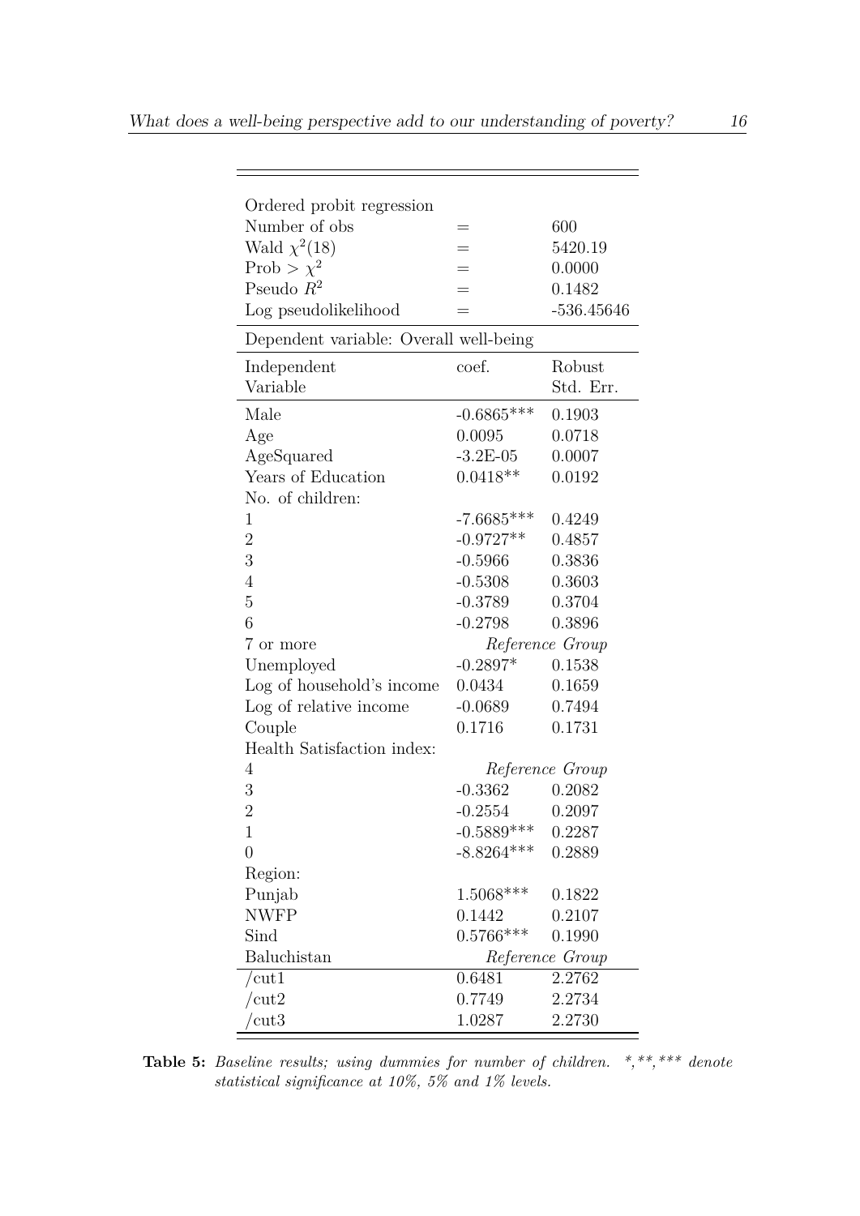| Ordered probit regression | | |
|---|---|---|
| Number of obs | = | 600 |
| Wald $\chi^2(18)$ | = | 5420.19 |
| Prob > $\chi^2$ | = | 0.0000 |
| Pseudo $R^2$ | = | 0.1482 |
| Log pseudolikelihood | = | -536.45646 |

| Dependent variable: Overall well-being | | |
|---|---|---|
| Independent Variable | coef. | Robust Std. Err. |
| Male | -0.6865*** | 0.1903 |
| Age | 0.0095 | 0.0718 |
| AgeSquared | -3.2E-05 | 0.0007 |
| Years of Education | 0.0418** | 0.0192 |
| No. of children: | | |
| 1 | -7.6685*** | 0.4249 |
| 2 | -0.9727** | 0.4857 |
| 3 | -0.5966 | 0.3836 |
| 4 | -0.5308 | 0.3603 |
| 5 | -0.3789 | 0.3704 |
| 6 | -0.2798 | 0.3896 |
| 7 or more | *Reference Group* | |
| Unemployed | -0.2897* | 0.1538 |
| Log of household's income | 0.0434 | 0.1659 |
| Log of relative income | -0.0689 | 0.7494 |
| Couple | 0.1716 | 0.1731 |
| Health Satisfaction index: | | |
| 4 | *Reference Group* | |
| 3 | -0.3362 | 0.2082 |
| 2 | -0.2554 | 0.2097 |
| 1 | -0.5889*** | 0.2287 |
| 0 | -8.8264*** | 0.2889 |
| Region: | | |
| Punjab | 1.5068*** | 0.1822 |
| NWFP | 0.1442 | 0.2107 |
| Sind | 0.5766*** | 0.1990 |
| Baluchistan | *Reference Group* | |
| /cut1 | 0.6481 | 2.2762 |
| /cut2 | 0.7749 | 2.2734 |
| /cut3 | 1.0287 | 2.2730 |

**Table 5:** *Baseline results; using dummies for number of children. *,**,*** denote statistical significance at 10%, 5% and 1% levels.*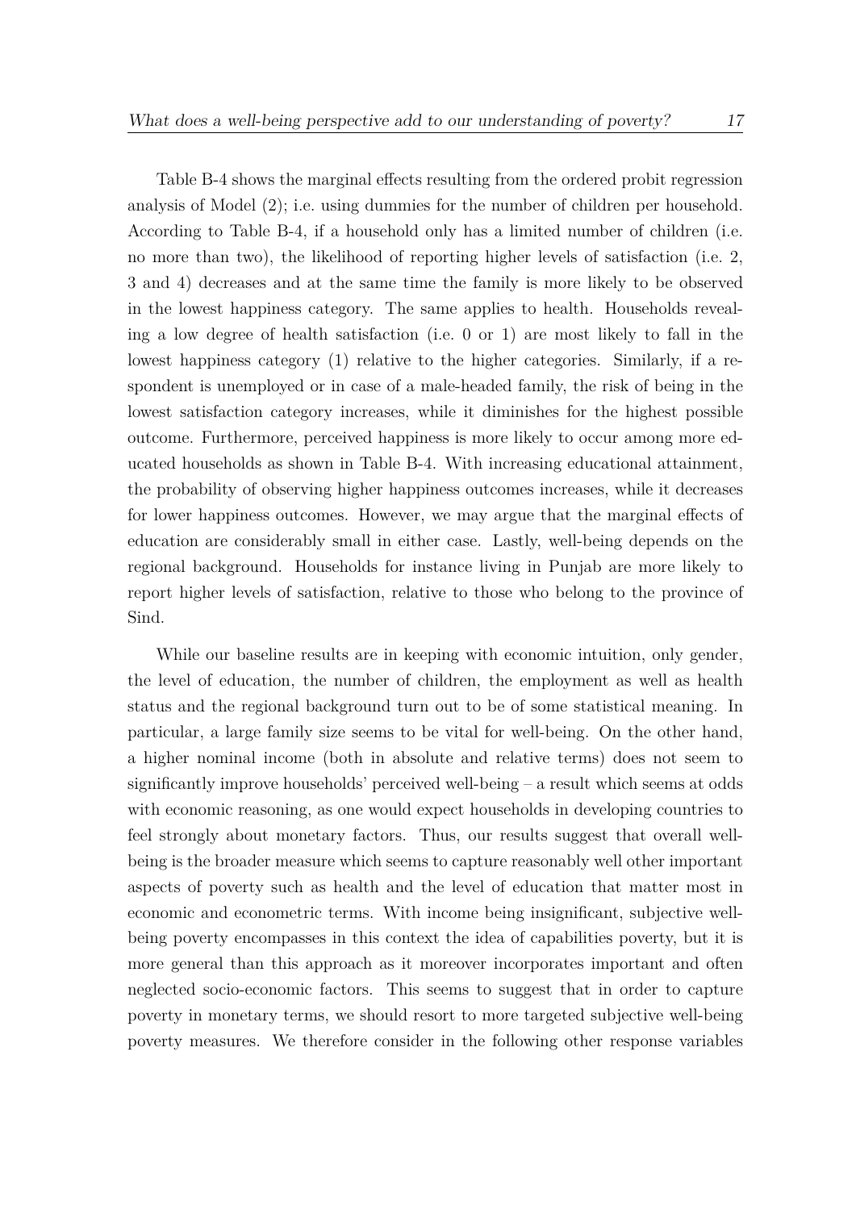Table B-4 shows the marginal effects resulting from the ordered probit regression analysis of Model (2); i.e. using dummies for the number of children per household. According to Table B-4, if a household only has a limited number of children (i.e. no more than two), the likelihood of reporting higher levels of satisfaction (i.e. 2, 3 and 4) decreases and at the same time the family is more likely to be observed in the lowest happiness category. The same applies to health. Households revealing a low degree of health satisfaction (i.e. 0 or 1) are most likely to fall in the lowest happiness category (1) relative to the higher categories. Similarly, if a respondent is unemployed or in case of a male-headed family, the risk of being in the lowest satisfaction category increases, while it diminishes for the highest possible outcome. Furthermore, perceived happiness is more likely to occur among more educated households as shown in Table B-4. With increasing educational attainment, the probability of observing higher happiness outcomes increases, while it decreases for lower happiness outcomes. However, we may argue that the marginal effects of education are considerably small in either case. Lastly, well-being depends on the regional background. Households for instance living in Punjab are more likely to report higher levels of satisfaction, relative to those who belong to the province of Sind.

While our baseline results are in keeping with economic intuition, only gender, the level of education, the number of children, the employment as well as health status and the regional background turn out to be of some statistical meaning. In particular, a large family size seems to be vital for well-being. On the other hand, a higher nominal income (both in absolute and relative terms) does not seem to significantly improve households' perceived well-being – a result which seems at odds with economic reasoning, as one would expect households in developing countries to feel strongly about monetary factors. Thus, our results suggest that overall well-being is the broader measure which seems to capture reasonably well other important aspects of poverty such as health and the level of education that matter most in economic and econometric terms. With income being insignificant, subjective well-being poverty encompasses in this context the idea of capabilities poverty, but it is more general than this approach as it moreover incorporates important and often neglected socio-economic factors. This seems to suggest that in order to capture poverty in monetary terms, we should resort to more targeted subjective well-being poverty measures. We therefore consider in the following other response variables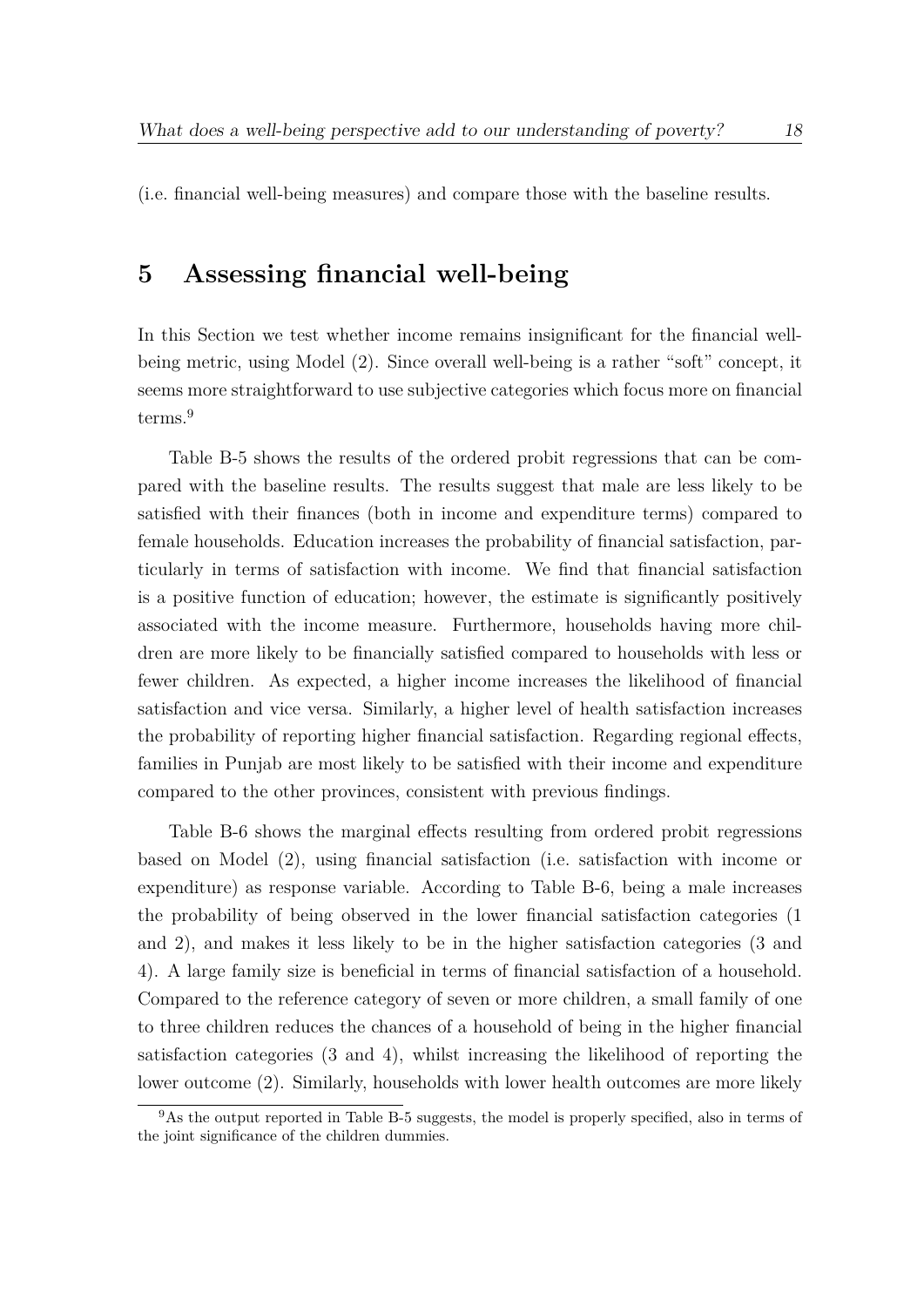(i.e. financial well-being measures) and compare those with the baseline results.

## 5 Assessing financial well-being

In this Section we test whether income remains insignificant for the financial well-being metric, using Model (2). Since overall well-being is a rather "soft" concept, it seems more straightforward to use subjective categories which focus more on financial terms.[9]

Table B-5 shows the results of the ordered probit regressions that can be compared with the baseline results. The results suggest that male are less likely to be satisfied with their finances (both in income and expenditure terms) compared to female households. Education increases the probability of financial satisfaction, particularly in terms of satisfaction with income. We find that financial satisfaction is a positive function of education; however, the estimate is significantly positively associated with the income measure. Furthermore, households having more children are more likely to be financially satisfied compared to households with less or fewer children. As expected, a higher income increases the likelihood of financial satisfaction and vice versa. Similarly, a higher level of health satisfaction increases the probability of reporting higher financial satisfaction. Regarding regional effects, families in Punjab are most likely to be satisfied with their income and expenditure compared to the other provinces, consistent with previous findings.

Table B-6 shows the marginal effects resulting from ordered probit regressions based on Model (2), using financial satisfaction (i.e. satisfaction with income or expenditure) as response variable. According to Table B-6, being a male increases the probability of being observed in the lower financial satisfaction categories (1 and 2), and makes it less likely to be in the higher satisfaction categories (3 and 4). A large family size is beneficial in terms of financial satisfaction of a household. Compared to the reference category of seven or more children, a small family of one to three children reduces the chances of a household of being in the higher financial satisfaction categories (3 and 4), whilst increasing the likelihood of reporting the lower outcome (2). Similarly, households with lower health outcomes are more likely

[9] As the output reported in Table B-5 suggests, the model is properly specified, also in terms of the joint significance of the children dummies.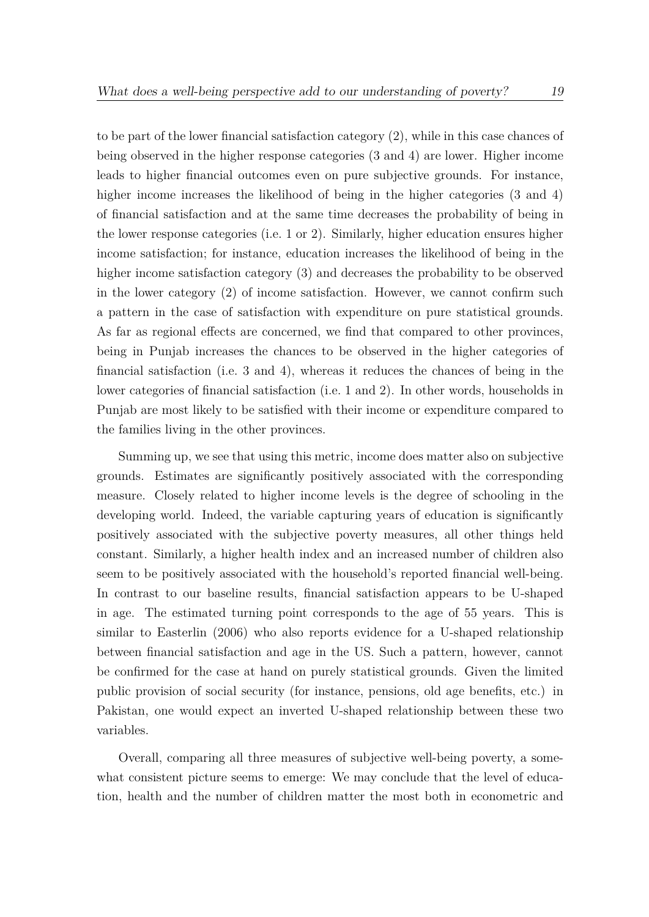to be part of the lower financial satisfaction category (2), while in this case chances of being observed in the higher response categories (3 and 4) are lower. Higher income leads to higher financial outcomes even on pure subjective grounds. For instance, higher income increases the likelihood of being in the higher categories (3 and 4) of financial satisfaction and at the same time decreases the probability of being in the lower response categories (i.e. 1 or 2). Similarly, higher education ensures higher income satisfaction; for instance, education increases the likelihood of being in the higher income satisfaction category (3) and decreases the probability to be observed in the lower category (2) of income satisfaction. However, we cannot confirm such a pattern in the case of satisfaction with expenditure on pure statistical grounds. As far as regional effects are concerned, we find that compared to other provinces, being in Punjab increases the chances to be observed in the higher categories of financial satisfaction (i.e. 3 and 4), whereas it reduces the chances of being in the lower categories of financial satisfaction (i.e. 1 and 2). In other words, households in Punjab are most likely to be satisfied with their income or expenditure compared to the families living in the other provinces.

Summing up, we see that using this metric, income does matter also on subjective grounds. Estimates are significantly positively associated with the corresponding measure. Closely related to higher income levels is the degree of schooling in the developing world. Indeed, the variable capturing years of education is significantly positively associated with the subjective poverty measures, all other things held constant. Similarly, a higher health index and an increased number of children also seem to be positively associated with the household's reported financial well-being. In contrast to our baseline results, financial satisfaction appears to be U-shaped in age. The estimated turning point corresponds to the age of 55 years. This is similar to Easterlin (2006) who also reports evidence for a U-shaped relationship between financial satisfaction and age in the US. Such a pattern, however, cannot be confirmed for the case at hand on purely statistical grounds. Given the limited public provision of social security (for instance, pensions, old age benefits, etc.) in Pakistan, one would expect an inverted U-shaped relationship between these two variables.

Overall, comparing all three measures of subjective well-being poverty, a somewhat consistent picture seems to emerge: We may conclude that the level of education, health and the number of children matter the most both in econometric and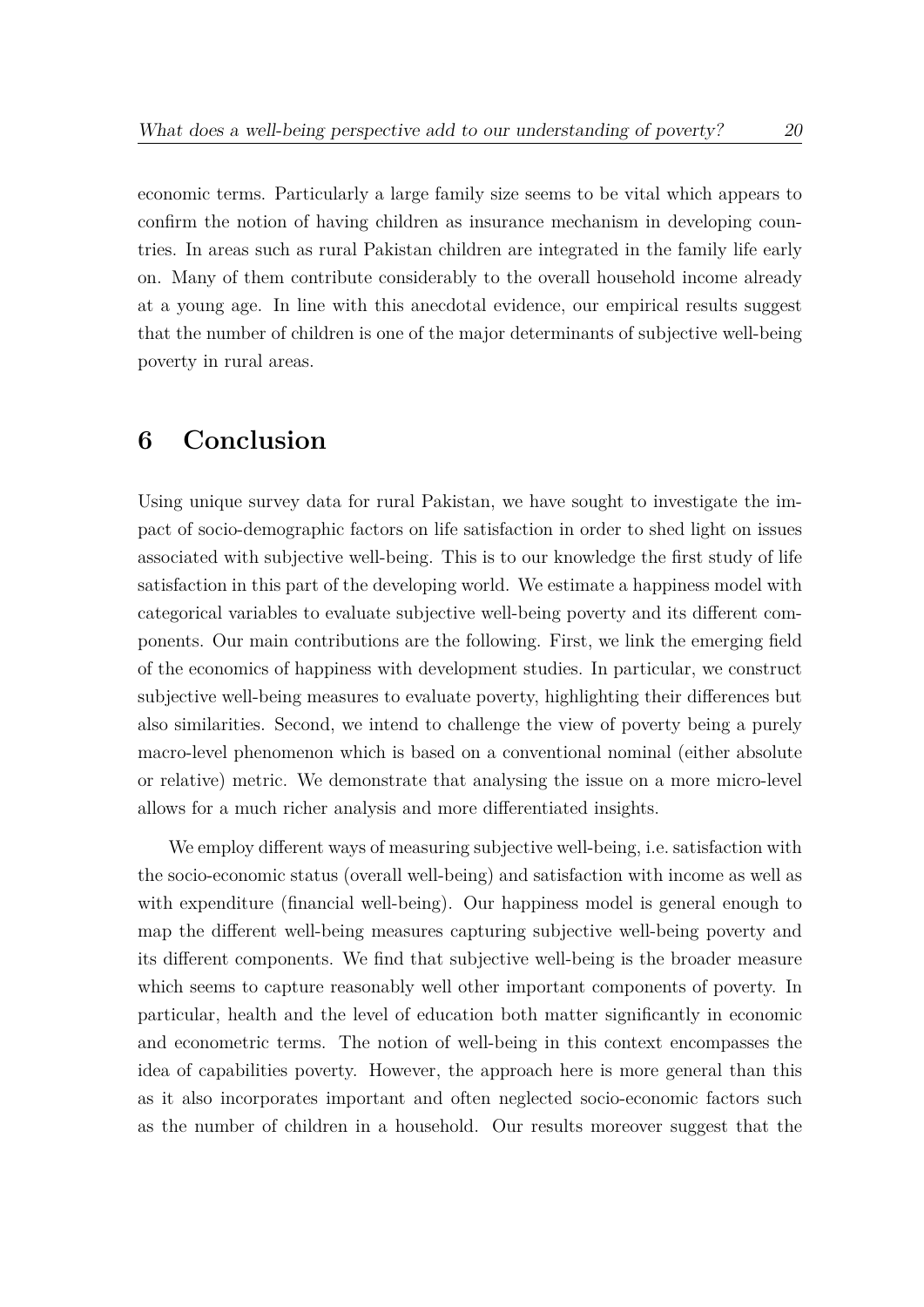economic terms. Particularly a large family size seems to be vital which appears to confirm the notion of having children as insurance mechanism in developing countries. In areas such as rural Pakistan children are integrated in the family life early on. Many of them contribute considerably to the overall household income already at a young age. In line with this anecdotal evidence, our empirical results suggest that the number of children is one of the major determinants of subjective well-being poverty in rural areas.

# 6 Conclusion

Using unique survey data for rural Pakistan, we have sought to investigate the impact of socio-demographic factors on life satisfaction in order to shed light on issues associated with subjective well-being. This is to our knowledge the first study of life satisfaction in this part of the developing world. We estimate a happiness model with categorical variables to evaluate subjective well-being poverty and its different components. Our main contributions are the following. First, we link the emerging field of the economics of happiness with development studies. In particular, we construct subjective well-being measures to evaluate poverty, highlighting their differences but also similarities. Second, we intend to challenge the view of poverty being a purely macro-level phenomenon which is based on a conventional nominal (either absolute or relative) metric. We demonstrate that analysing the issue on a more micro-level allows for a much richer analysis and more differentiated insights.

We employ different ways of measuring subjective well-being, i.e. satisfaction with the socio-economic status (overall well-being) and satisfaction with income as well as with expenditure (financial well-being). Our happiness model is general enough to map the different well-being measures capturing subjective well-being poverty and its different components. We find that subjective well-being is the broader measure which seems to capture reasonably well other important components of poverty. In particular, health and the level of education both matter significantly in economic and econometric terms. The notion of well-being in this context encompasses the idea of capabilities poverty. However, the approach here is more general than this as it also incorporates important and often neglected socio-economic factors such as the number of children in a household. Our results moreover suggest that the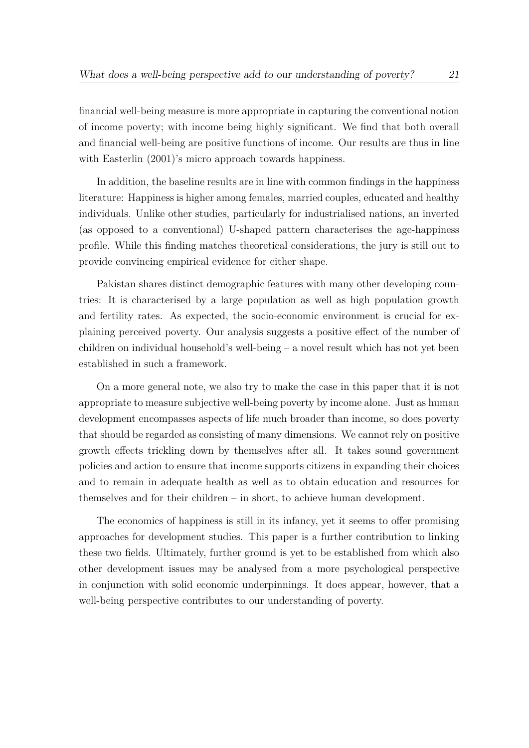financial well-being measure is more appropriate in capturing the conventional notion of income poverty; with income being highly significant. We find that both overall and financial well-being are positive functions of income. Our results are thus in line with Easterlin (2001)'s micro approach towards happiness.

In addition, the baseline results are in line with common findings in the happiness literature: Happiness is higher among females, married couples, educated and healthy individuals. Unlike other studies, particularly for industrialised nations, an inverted (as opposed to a conventional) U-shaped pattern characterises the age-happiness profile. While this finding matches theoretical considerations, the jury is still out to provide convincing empirical evidence for either shape.

Pakistan shares distinct demographic features with many other developing countries: It is characterised by a large population as well as high population growth and fertility rates. As expected, the socio-economic environment is crucial for explaining perceived poverty. Our analysis suggests a positive effect of the number of children on individual household's well-being – a novel result which has not yet been established in such a framework.

On a more general note, we also try to make the case in this paper that it is not appropriate to measure subjective well-being poverty by income alone. Just as human development encompasses aspects of life much broader than income, so does poverty that should be regarded as consisting of many dimensions. We cannot rely on positive growth effects trickling down by themselves after all. It takes sound government policies and action to ensure that income supports citizens in expanding their choices and to remain in adequate health as well as to obtain education and resources for themselves and for their children – in short, to achieve human development.

The economics of happiness is still in its infancy, yet it seems to offer promising approaches for development studies. This paper is a further contribution to linking these two fields. Ultimately, further ground is yet to be established from which also other development issues may be analysed from a more psychological perspective in conjunction with solid economic underpinnings. It does appear, however, that a well-being perspective contributes to our understanding of poverty.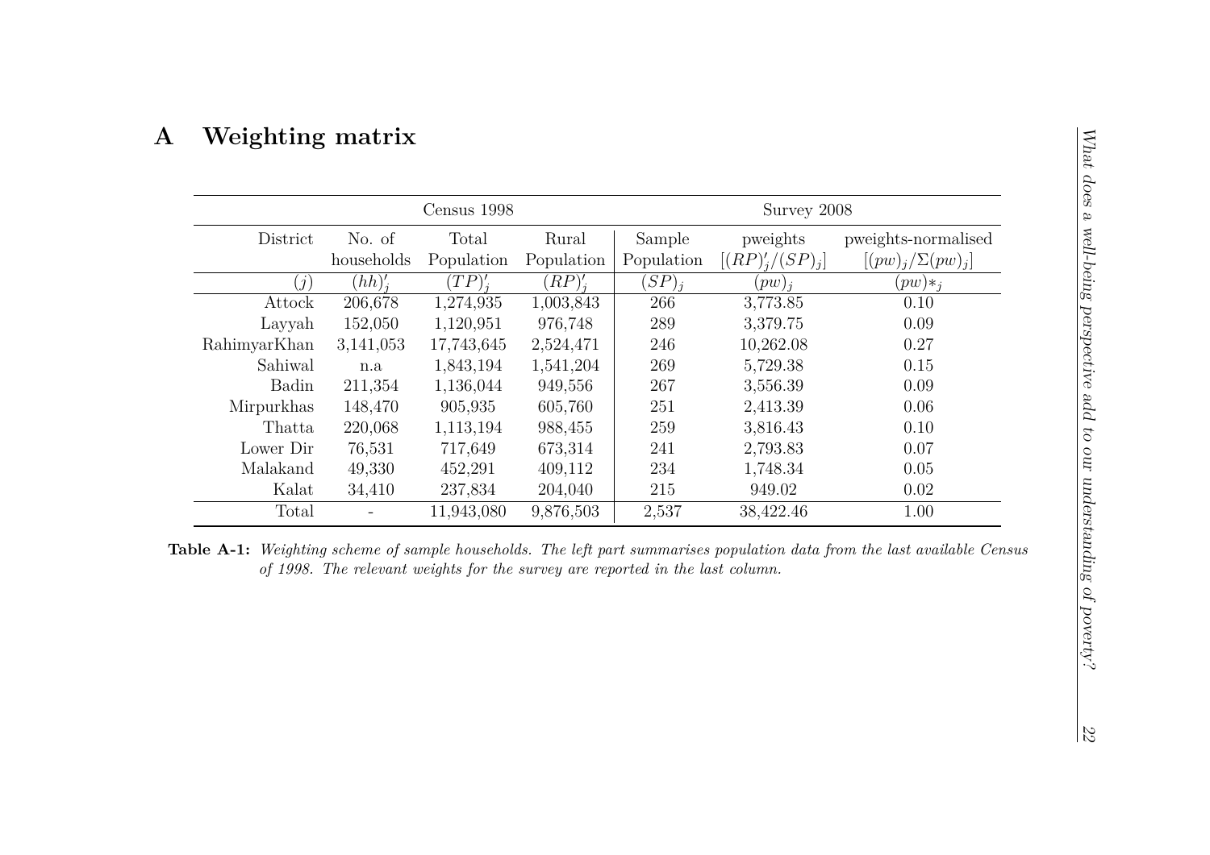# A Weighting matrix

| | Census 1998 | | | Survey 2008 | | |
|---|---|---|---|---|---|---|
| District | No. of households | Total Population | Rural Population | Sample Population | pweights $[(RP)'_j/(SP)_j]$ | pweights-normalised $[(pw)_j/\Sigma(pw)_j]$ |
| $(j)$ | $(hh)'_j$ | $(TP)'_j$ | $(RP)'_j$ | $(SP)_j$ | $(pw)_j$ | $(pw)*_j$ |
| Attock | 206,678 | 1,274,935 | 1,003,843 | 266 | 3,773.85 | 0.10 |
| Layyah | 152,050 | 1,120,951 | 976,748 | 289 | 3,379.75 | 0.09 |
| RahimyarKhan | 3,141,053 | 17,743,645 | 2,524,471 | 246 | 10,262.08 | 0.27 |
| Sahiwal | n.a | 1,843,194 | 1,541,204 | 269 | 5,729.38 | 0.15 |
| Badin | 211,354 | 1,136,044 | 949,556 | 267 | 3,556.39 | 0.09 |
| Mirpurkhas | 148,470 | 905,935 | 605,760 | 251 | 2,413.39 | 0.06 |
| Thatta | 220,068 | 1,113,194 | 988,455 | 259 | 3,816.43 | 0.10 |
| Lower Dir | 76,531 | 717,649 | 673,314 | 241 | 2,793.83 | 0.07 |
| Malakand | 49,330 | 452,291 | 409,112 | 234 | 1,748.34 | 0.05 |
| Kalat | 34,410 | 237,834 | 204,040 | 215 | 949.02 | 0.02 |
| Total | - | 11,943,080 | 9,876,503 | 2,537 | 38,422.46 | 1.00 |

**Table A-1:** *Weighting scheme of sample households. The left part summarises population data from the last available Census of 1998. The relevant weights for the survey are reported in the last column.*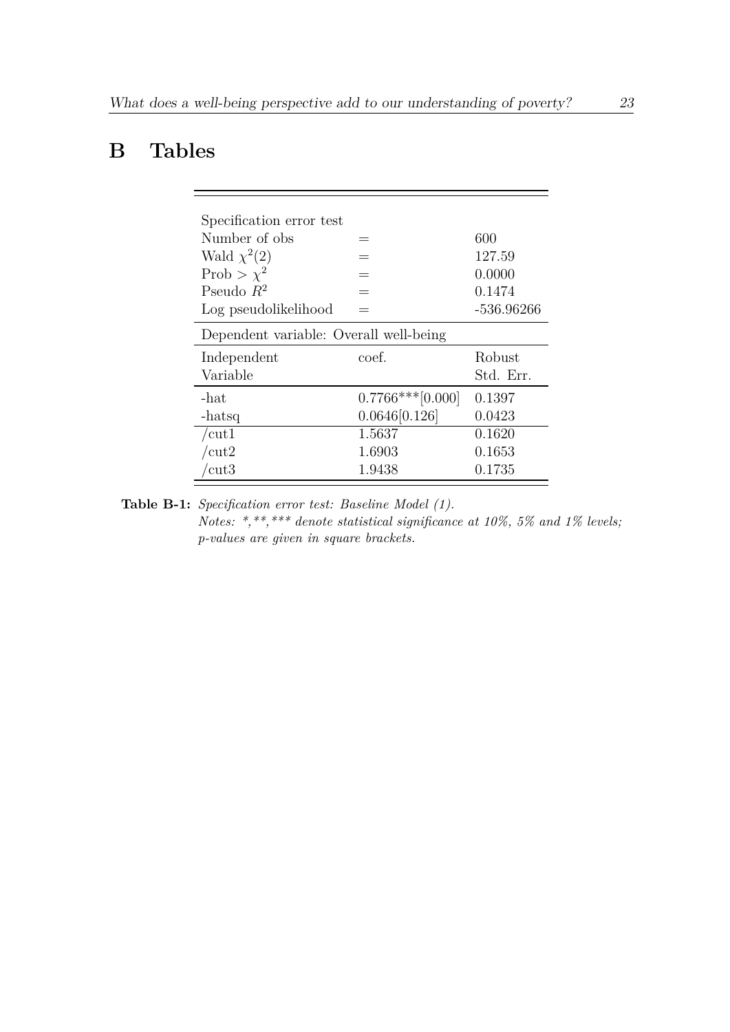# B Tables

| Specification error test | | |
|---|---|---|
| Number of obs | = | 600 |
| Wald $\chi^2(2)$ | = | 127.59 |
| Prob > $\chi^2$ | = | 0.0000 |
| Pseudo $R^2$ | = | 0.1474 |
| Log pseudolikelihood | = | -536.96266 |
| Dependent variable: Overall well-being | | |
| Independent Variable | coef. | Robust Std. Err. |
| -hat | 0.7766***[0.000] | 0.1397 |
| -hatsq | 0.0646[0.126] | 0.0423 |
| /cut1 | 1.5637 | 0.1620 |
| /cut2 | 1.6903 | 0.1653 |
| /cut3 | 1.9438 | 0.1735 |

**Table B-1:** *Specification error test: Baseline Model (1).*
*Notes: *,**,*** denote statistical significance at 10%, 5% and 1% levels; p-values are given in square brackets.*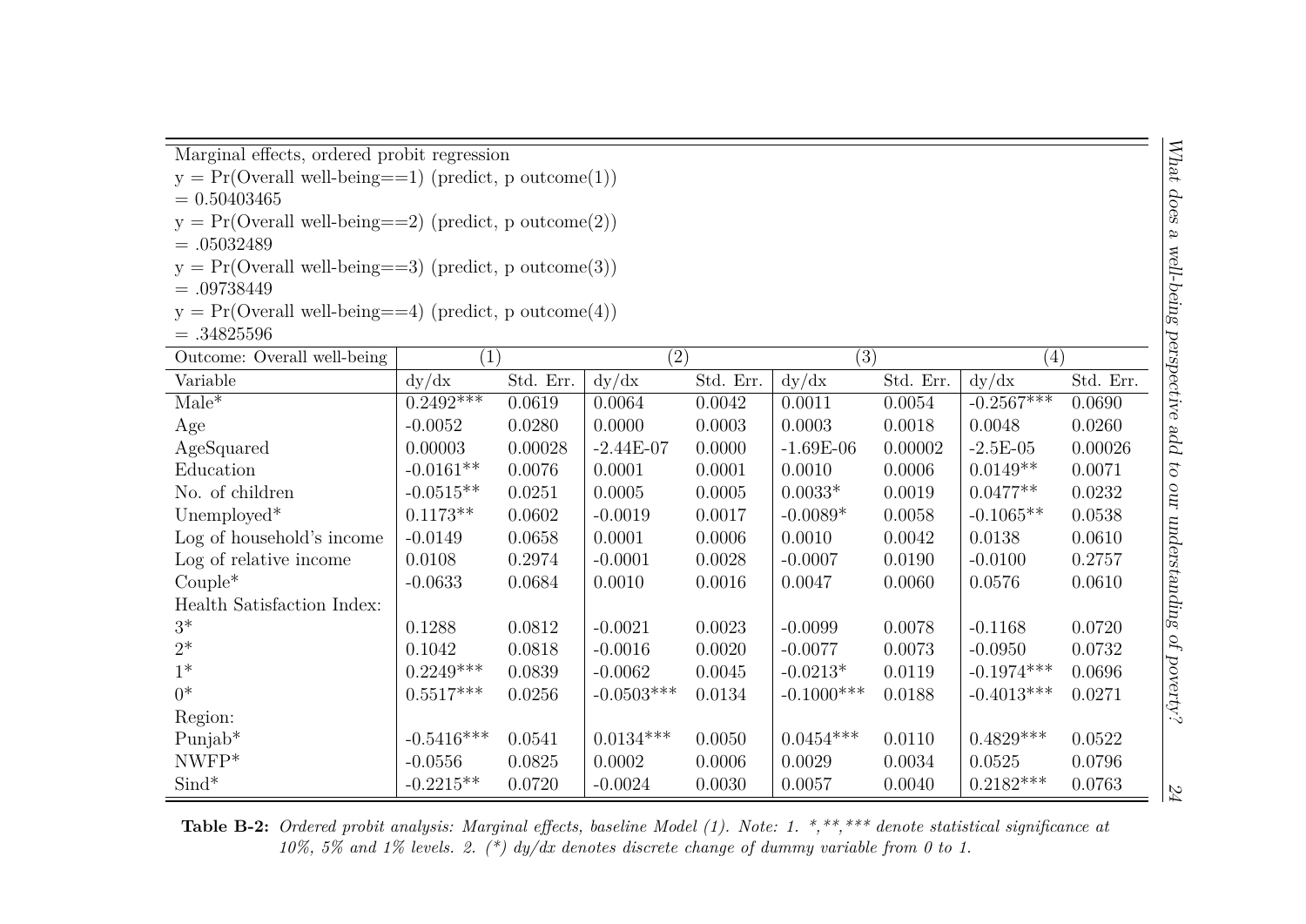Marginal effects, ordered probit regression
y = Pr(Overall well-being==1) (predict, p outcome(1))
= 0.50403465
y = Pr(Overall well-being==2) (predict, p outcome(2))
= .05032489
y = Pr(Overall well-being==3) (predict, p outcome(3))
= .09738449
y = Pr(Overall well-being==4) (predict, p outcome(4))
= .34825596

| Outcome: Overall well-being | (1) | | (2) | | (3) | | (4) | |
|---|---|---|---|---|---|---|---|---|
| Variable | dy/dx | Std. Err. | dy/dx | Std. Err. | dy/dx | Std. Err. | dy/dx | Std. Err. |
| Male* | 0.2492*** | 0.0619 | 0.0064 | 0.0042 | 0.0011 | 0.0054 | -0.2567*** | 0.0690 |
| Age | -0.0052 | 0.0280 | 0.0000 | 0.0003 | 0.0003 | 0.0018 | 0.0048 | 0.0260 |
| AgeSquared | 0.00003 | 0.00028 | -2.44E-07 | 0.0000 | -1.69E-06 | 0.00002 | -2.5E-05 | 0.00026 |
| Education | -0.0161** | 0.0076 | 0.0001 | 0.0001 | 0.0010 | 0.0006 | 0.0149** | 0.0071 |
| No. of children | -0.0515** | 0.0251 | 0.0005 | 0.0005 | 0.0033* | 0.0019 | 0.0477** | 0.0232 |
| Unemployed* | 0.1173** | 0.0602 | -0.0019 | 0.0017 | -0.0089* | 0.0058 | -0.1065** | 0.0538 |
| Log of household's income | -0.0149 | 0.0658 | 0.0001 | 0.0006 | 0.0010 | 0.0042 | 0.0138 | 0.0610 |
| Log of relative income | 0.0108 | 0.2974 | -0.0001 | 0.0028 | -0.0007 | 0.0190 | -0.0100 | 0.2757 |
| Couple* | -0.0633 | 0.0684 | 0.0010 | 0.0016 | 0.0047 | 0.0060 | 0.0576 | 0.0610 |
| Health Satisfaction Index: | | | | | | | | |
| 3* | 0.1288 | 0.0812 | -0.0021 | 0.0023 | -0.0099 | 0.0078 | -0.1168 | 0.0720 |
| 2* | 0.1042 | 0.0818 | -0.0016 | 0.0020 | -0.0077 | 0.0073 | -0.0950 | 0.0732 |
| 1* | 0.2249*** | 0.0839 | -0.0062 | 0.0045 | -0.0213* | 0.0119 | -0.1974*** | 0.0696 |
| 0* | 0.5517*** | 0.0256 | -0.0503*** | 0.0134 | -0.1000*** | 0.0188 | -0.4013*** | 0.0271 |
| Region: | | | | | | | | |
| Punjab* | -0.5416*** | 0.0541 | 0.0134*** | 0.0050 | 0.0454*** | 0.0110 | 0.4829*** | 0.0522 |
| NWFP* | -0.0556 | 0.0825 | 0.0002 | 0.0006 | 0.0029 | 0.0034 | 0.0525 | 0.0796 |
| Sind* | -0.2215** | 0.0720 | -0.0024 | 0.0030 | 0.0057 | 0.0040 | 0.2182*** | 0.0763 |

**Table B-2:** *Ordered probit analysis: Marginal effects, baseline Model (1). Note: 1. *,**,*** denote statistical significance at 10%, 5% and 1% levels. 2. (*) dy/dx denotes discrete change of dummy variable from 0 to 1.*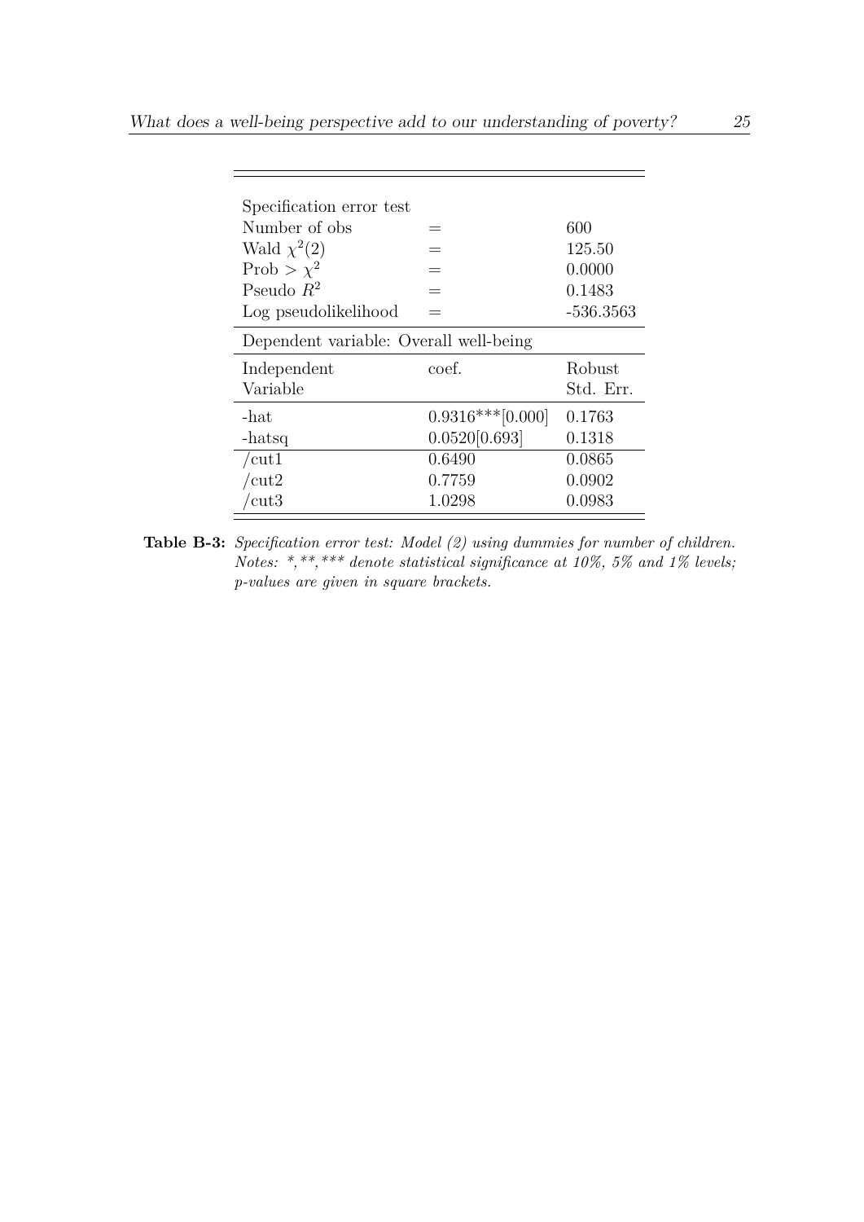| Specification error test | | |
|---|---|---|
| Number of obs | = | 600 |
| Wald $\chi^2(2)$ | = | 125.50 |
| Prob $> \chi^2$ | = | 0.0000 |
| Pseudo $R^2$ | = | 0.1483 |
| Log pseudolikelihood | = | -536.3563 |
| Dependent variable: Overall well-being | | |
| Independent Variable | coef. | Robust Std. Err. |
| -hat | 0.9316***[0.000] | 0.1763 |
| -hatsq | 0.0520[0.693] | 0.1318 |
| /cut1 | 0.6490 | 0.0865 |
| /cut2 | 0.7759 | 0.0902 |
| /cut3 | 1.0298 | 0.0983 |

**Table B-3:** *Specification error test: Model (2) using dummies for number of children. Notes: *,**,*** denote statistical significance at 10%, 5% and 1% levels; p-values are given in square brackets.*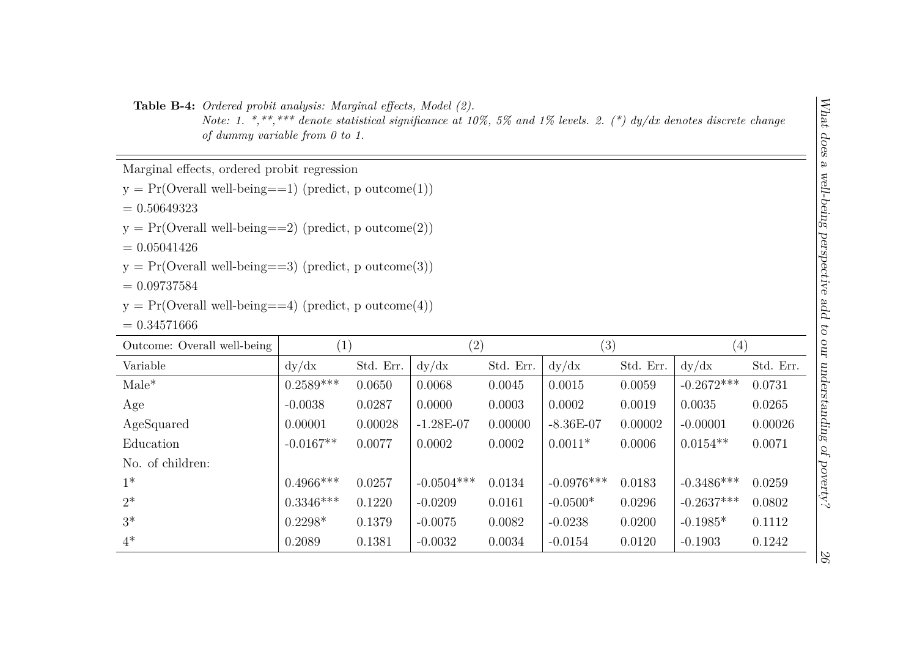**Table B-4:** *Ordered probit analysis: Marginal effects, Model (2).*
*Note: 1. *,**,*** denote statistical significance at 10%, 5% and 1% levels. 2. (*) dy/dx denotes discrete change of dummy variable from 0 to 1.*

Marginal effects, ordered probit regression

y = Pr(Overall well-being==1) (predict, p outcome(1))

= 0.50649323

y = Pr(Overall well-being==2) (predict, p outcome(2))

= 0.05041426

y = Pr(Overall well-being==3) (predict, p outcome(3))

= 0.09737584

y = Pr(Overall well-being==4) (predict, p outcome(4))

= 0.34571666

| Outcome: Overall well-being | (1) | | (2) | | (3) | | (4) | |
|---|---|---|---|---|---|---|---|---|
| Variable | dy/dx | Std. Err. | dy/dx | Std. Err. | dy/dx | Std. Err. | dy/dx | Std. Err. |
| Male* | 0.2589*** | 0.0650 | 0.0068 | 0.0045 | 0.0015 | 0.0059 | -0.2672*** | 0.0731 |
| Age | -0.0038 | 0.0287 | 0.0000 | 0.0003 | 0.0002 | 0.0019 | 0.0035 | 0.0265 |
| AgeSquared | 0.00001 | 0.00028 | -1.28E-07 | 0.00000 | -8.36E-07 | 0.00002 | -0.00001 | 0.00026 |
| Education | -0.0167** | 0.0077 | 0.0002 | 0.0002 | 0.0011* | 0.0006 | 0.0154** | 0.0071 |
| No. of children: | | | | | | | | |
| 1* | 0.4966*** | 0.0257 | -0.0504*** | 0.0134 | -0.0976*** | 0.0183 | -0.3486*** | 0.0259 |
| 2* | 0.3346*** | 0.1220 | -0.0209 | 0.0161 | -0.0500* | 0.0296 | -0.2637*** | 0.0802 |
| 3* | 0.2298* | 0.1379 | -0.0075 | 0.0082 | -0.0238 | 0.0200 | -0.1985* | 0.1112 |
| 4* | 0.2089 | 0.1381 | -0.0032 | 0.0034 | -0.0154 | 0.0120 | -0.1903 | 0.1242 |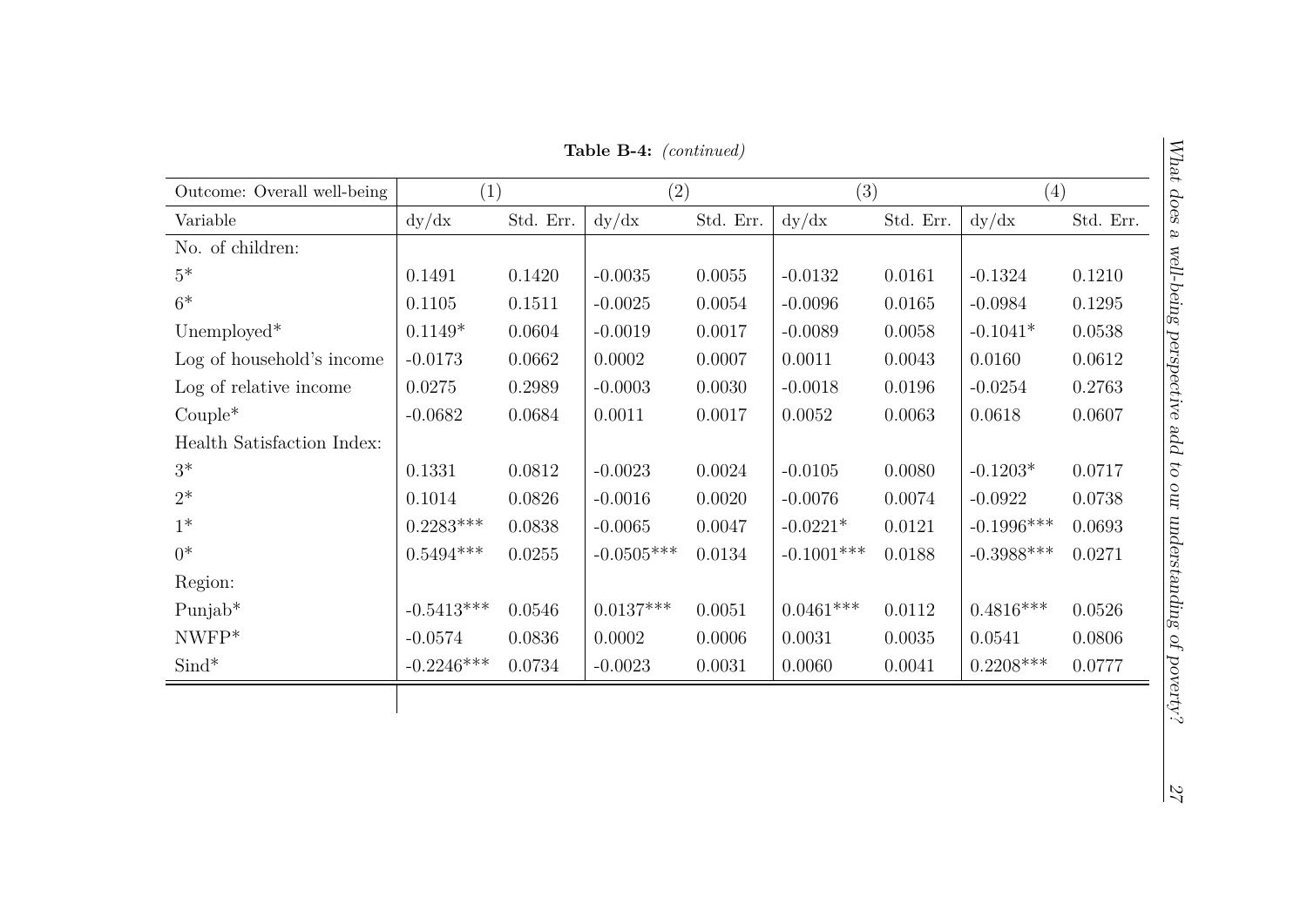**Table B-4:** *(continued)*

| Outcome: Overall well-being | (1) | | (2) | | (3) | | (4) | |
|---|---|---|---|---|---|---|---|---|
| Variable | dy/dx | Std. Err. | dy/dx | Std. Err. | dy/dx | Std. Err. | dy/dx | Std. Err. |
| No. of children: | | | | | | | | |
| 5* | 0.1491 | 0.1420 | -0.0035 | 0.0055 | -0.0132 | 0.0161 | -0.1324 | 0.1210 |
| 6* | 0.1105 | 0.1511 | -0.0025 | 0.0054 | -0.0096 | 0.0165 | -0.0984 | 0.1295 |
| Unemployed* | 0.1149* | 0.0604 | -0.0019 | 0.0017 | -0.0089 | 0.0058 | -0.1041* | 0.0538 |
| Log of household's income | -0.0173 | 0.0662 | 0.0002 | 0.0007 | 0.0011 | 0.0043 | 0.0160 | 0.0612 |
| Log of relative income | 0.0275 | 0.2989 | -0.0003 | 0.0030 | -0.0018 | 0.0196 | -0.0254 | 0.2763 |
| Couple* | -0.0682 | 0.0684 | 0.0011 | 0.0017 | 0.0052 | 0.0063 | 0.0618 | 0.0607 |
| Health Satisfaction Index: | | | | | | | | |
| 3* | 0.1331 | 0.0812 | -0.0023 | 0.0024 | -0.0105 | 0.0080 | -0.1203* | 0.0717 |
| 2* | 0.1014 | 0.0826 | -0.0016 | 0.0020 | -0.0076 | 0.0074 | -0.0922 | 0.0738 |
| 1* | 0.2283*** | 0.0838 | -0.0065 | 0.0047 | -0.0221* | 0.0121 | -0.1996*** | 0.0693 |
| 0* | 0.5494*** | 0.0255 | -0.0505*** | 0.0134 | -0.1001*** | 0.0188 | -0.3988*** | 0.0271 |
| Region: | | | | | | | | |
| Punjab* | -0.5413*** | 0.0546 | 0.0137*** | 0.0051 | 0.0461*** | 0.0112 | 0.4816*** | 0.0526 |
| NWFP* | -0.0574 | 0.0836 | 0.0002 | 0.0006 | 0.0031 | 0.0035 | 0.0541 | 0.0806 |
| Sind* | -0.2246*** | 0.0734 | -0.0023 | 0.0031 | 0.0060 | 0.0041 | 0.2208*** | 0.0777 |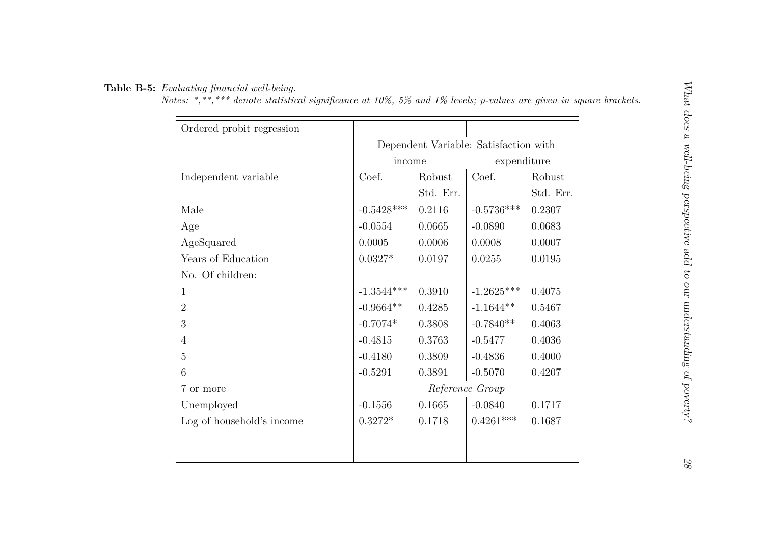**Table B-5:** *Evaluating financial well-being.*
*Notes: *,**,*** denote statistical significance at 10%, 5% and 1% levels; p-values are given in square brackets.*

| Ordered probit regression | | | | |
|---|---|---|---|---|
| | Dependent Variable: Satisfaction with | | | |
| | income | | expenditure | |
| Independent variable | Coef. | Robust Std. Err. | Coef. | Robust Std. Err. |
| Male | -0.5428*** | 0.2116 | -0.5736*** | 0.2307 |
| Age | -0.0554 | 0.0665 | -0.0890 | 0.0683 |
| AgeSquared | 0.0005 | 0.0006 | 0.0008 | 0.0007 |
| Years of Education | 0.0327* | 0.0197 | 0.0255 | 0.0195 |
| No. Of children: | | | | |
| 1 | -1.3544*** | 0.3910 | -1.2625*** | 0.4075 |
| 2 | -0.9664** | 0.4285 | -1.1644** | 0.5467 |
| 3 | -0.7074* | 0.3808 | -0.7840** | 0.4063 |
| 4 | -0.4815 | 0.3763 | -0.5477 | 0.4036 |
| 5 | -0.4180 | 0.3809 | -0.4836 | 0.4000 |
| 6 | -0.5291 | 0.3891 | -0.5070 | 0.4207 |
| 7 or more | *Reference Group* | | | |
| Unemployed | -0.1556 | 0.1665 | -0.0840 | 0.1717 |
| Log of household's income | 0.3272* | 0.1718 | 0.4261*** | 0.1687 |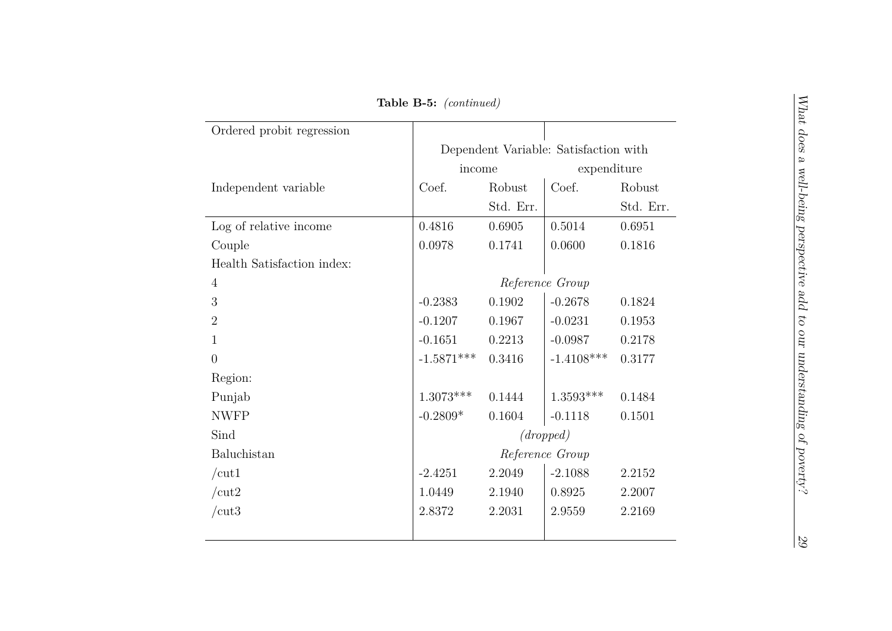**Table B-5:** *(continued)*

| Ordered probit regression | Dependent Variable: Satisfaction with | | | |
|---|---|---|---|---|
| | income | | expenditure | |
| Independent variable | Coef. | Robust Std. Err. | Coef. | Robust Std. Err. |
| Log of relative income | 0.4816 | 0.6905 | 0.5014 | 0.6951 |
| Couple | 0.0978 | 0.1741 | 0.0600 | 0.1816 |
| Health Satisfaction index: | | | | |
| 4 | *Reference Group* | | | |
| 3 | -0.2383 | 0.1902 | -0.2678 | 0.1824 |
| 2 | -0.1207 | 0.1967 | -0.0231 | 0.1953 |
| 1 | -0.1651 | 0.2213 | -0.0987 | 0.2178 |
| 0 | -1.5871*** | 0.3416 | -1.4108*** | 0.3177 |
| Region: | | | | |
| Punjab | 1.3073*** | 0.1444 | 1.3593*** | 0.1484 |
| NWFP | -0.2809* | 0.1604 | -0.1118 | 0.1501 |
| Sind | *(dropped)* | | | |
| Baluchistan | *Reference Group* | | | |
| /cut1 | -2.4251 | 2.2049 | -2.1088 | 2.2152 |
| /cut2 | 1.0449 | 2.1940 | 0.8925 | 2.2007 |
| /cut3 | 2.8372 | 2.2031 | 2.9559 | 2.2169 |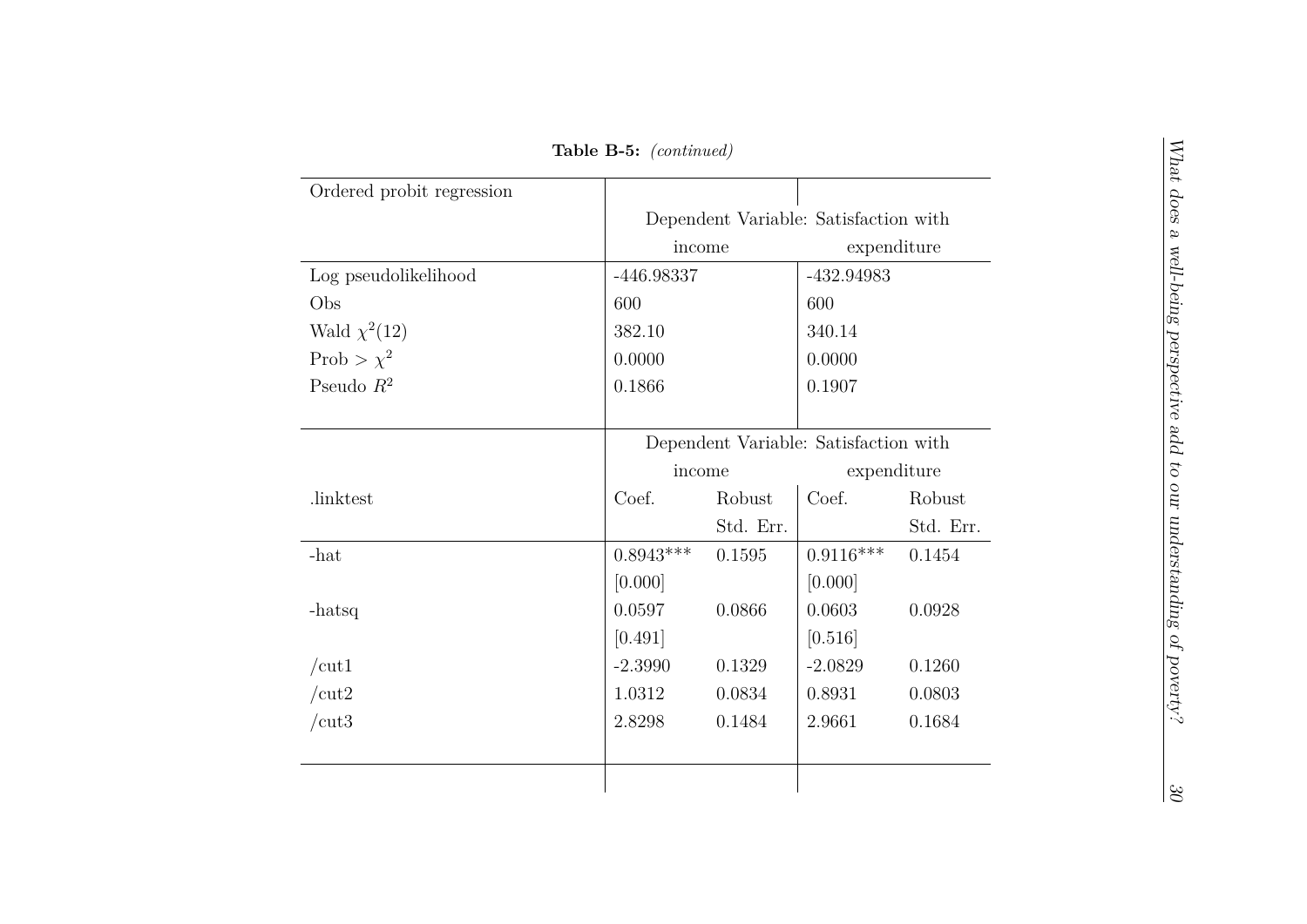**Table B-5:** *(continued)*

| Ordered probit regression | | | | |
|---|---|---|---|---|
| | Dependent Variable: Satisfaction with | | | |
| | income | | expenditure | |
| Log pseudolikelihood | -446.98337 | | -432.94983 | |
| Obs | 600 | | 600 | |
| Wald $\chi^2(12)$ | 382.10 | | 340.14 | |
| Prob > $\chi^2$ | 0.0000 | | 0.0000 | |
| Pseudo $R^2$ | 0.1866 | | 0.1907 | |

| | Dependent Variable: Satisfaction with | | | |
|---|---|---|---|---|
| | income | | expenditure | |
| .linktest | Coef. | Robust Std. Err. | Coef. | Robust Std. Err. |
| -hat | 0.8943*** | 0.1595 | 0.9116*** | 0.1454 |
| | [0.000] | | [0.000] | |
| -hatsq | 0.0597 | 0.0866 | 0.0603 | 0.0928 |
| | [0.491] | | [0.516] | |
| /cut1 | -2.3990 | 0.1329 | -2.0829 | 0.1260 |
| /cut2 | 1.0312 | 0.0834 | 0.8931 | 0.0803 |
| /cut3 | 2.8298 | 0.1484 | 2.9661 | 0.1684 |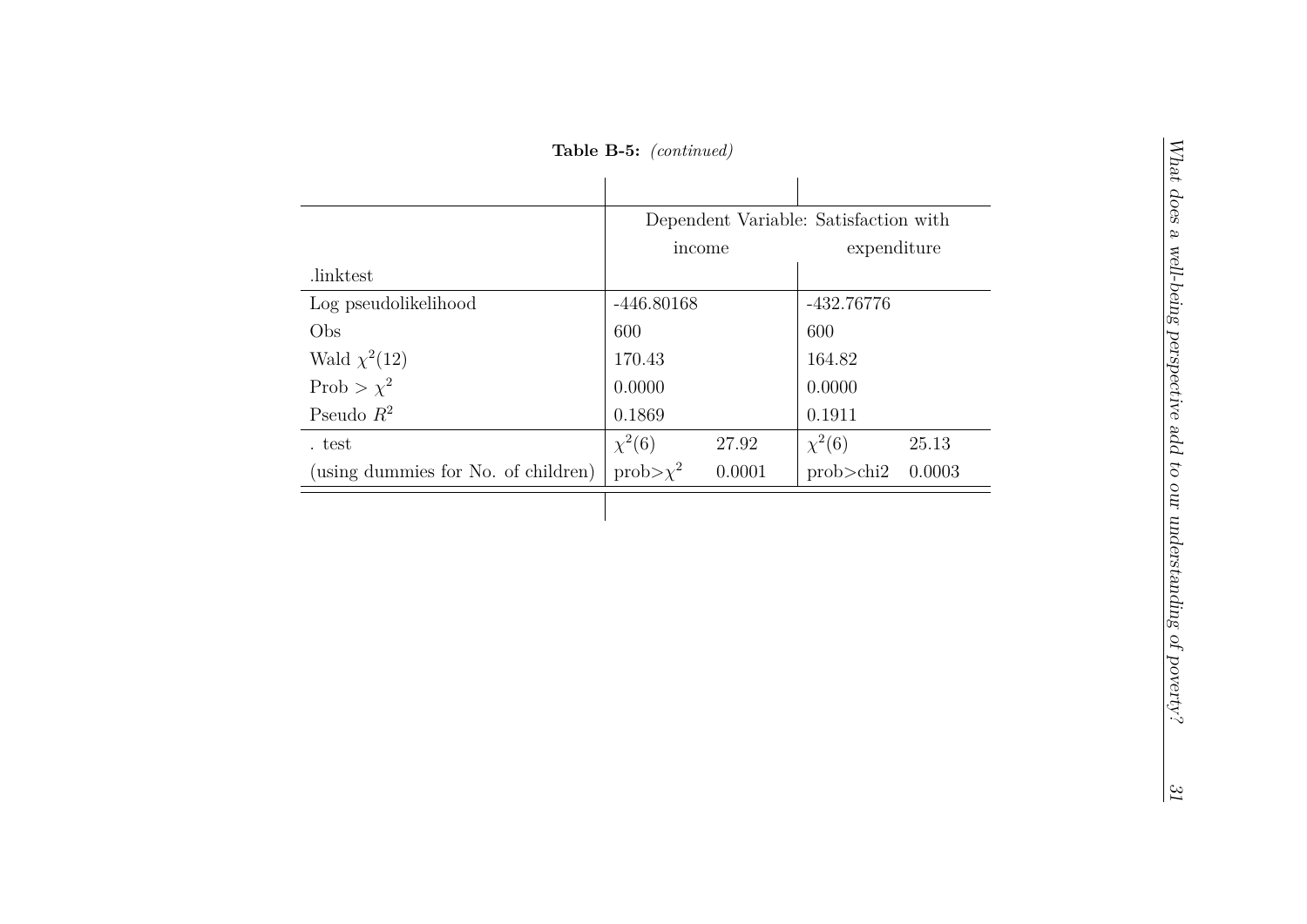**Table B-5:** *(continued)*

| | Dependent Variable: Satisfaction with | | | |
|---|---|---|---|---|
| | income | | expenditure | |
| .linktest | | | | |
| Log pseudolikelihood | -446.80168 | | -432.76776 | |
| Obs | 600 | | 600 | |
| Wald $\chi^2(12)$ | 170.43 | | 164.82 | |
| Prob > $\chi^2$ | 0.0000 | | 0.0000 | |
| Pseudo $R^2$ | 0.1869 | | 0.1911 | |
| . test | $\chi^2(6)$ | 27.92 | $\chi^2(6)$ | 25.13 |
| (using dummies for No. of children) | prob>$\chi^2$ | 0.0001 | prob>chi2 | 0.0003 |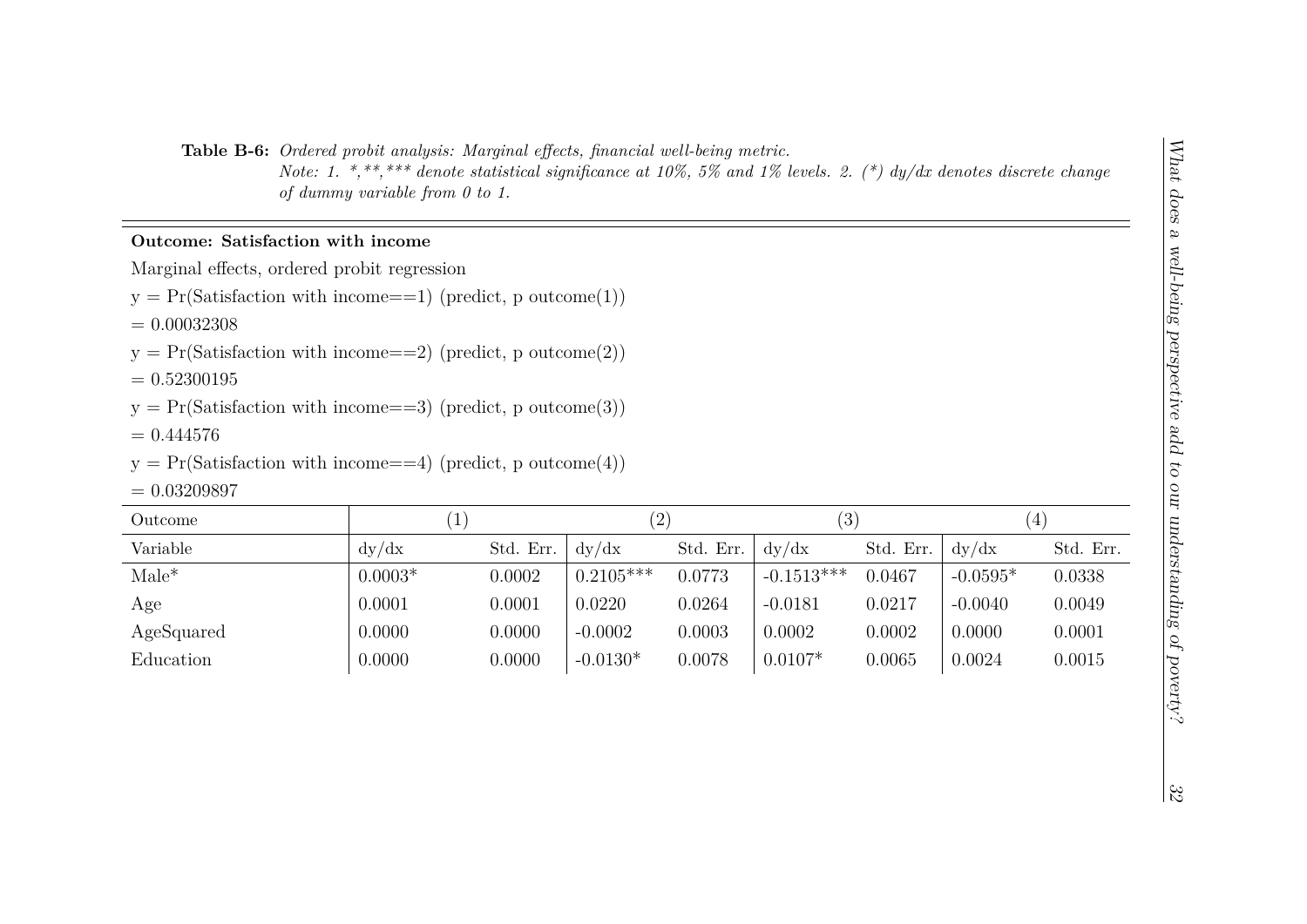**Table B-6:** *Ordered probit analysis: Marginal effects, financial well-being metric.*
*Note: 1. *,**,*** denote statistical significance at 10%, 5% and 1% levels. 2. (*) dy/dx denotes discrete change of dummy variable from 0 to 1.*

**Outcome: Satisfaction with income**

Marginal effects, ordered probit regression

y = Pr(Satisfaction with income==1) (predict, p outcome(1))

= 0.00032308

y = Pr(Satisfaction with income==2) (predict, p outcome(2))

= 0.52300195

y = Pr(Satisfaction with income==3) (predict, p outcome(3))

= 0.444576

y = Pr(Satisfaction with income==4) (predict, p outcome(4))

= 0.03209897

| Outcome | (1) | | (2) | | (3) | | (4) | |
|---|---|---|---|---|---|---|---|---|
| Variable | dy/dx | Std. Err. | dy/dx | Std. Err. | dy/dx | Std. Err. | dy/dx | Std. Err. |
| Male* | 0.0003* | 0.0002 | 0.2105*** | 0.0773 | -0.1513*** | 0.0467 | -0.0595* | 0.0338 |
| Age | 0.0001 | 0.0001 | 0.0220 | 0.0264 | -0.0181 | 0.0217 | -0.0040 | 0.0049 |
| AgeSquared | 0.0000 | 0.0000 | -0.0002 | 0.0003 | 0.0002 | 0.0002 | 0.0000 | 0.0001 |
| Education | 0.0000 | 0.0000 | -0.0130* | 0.0078 | 0.0107* | 0.0065 | 0.0024 | 0.0015 |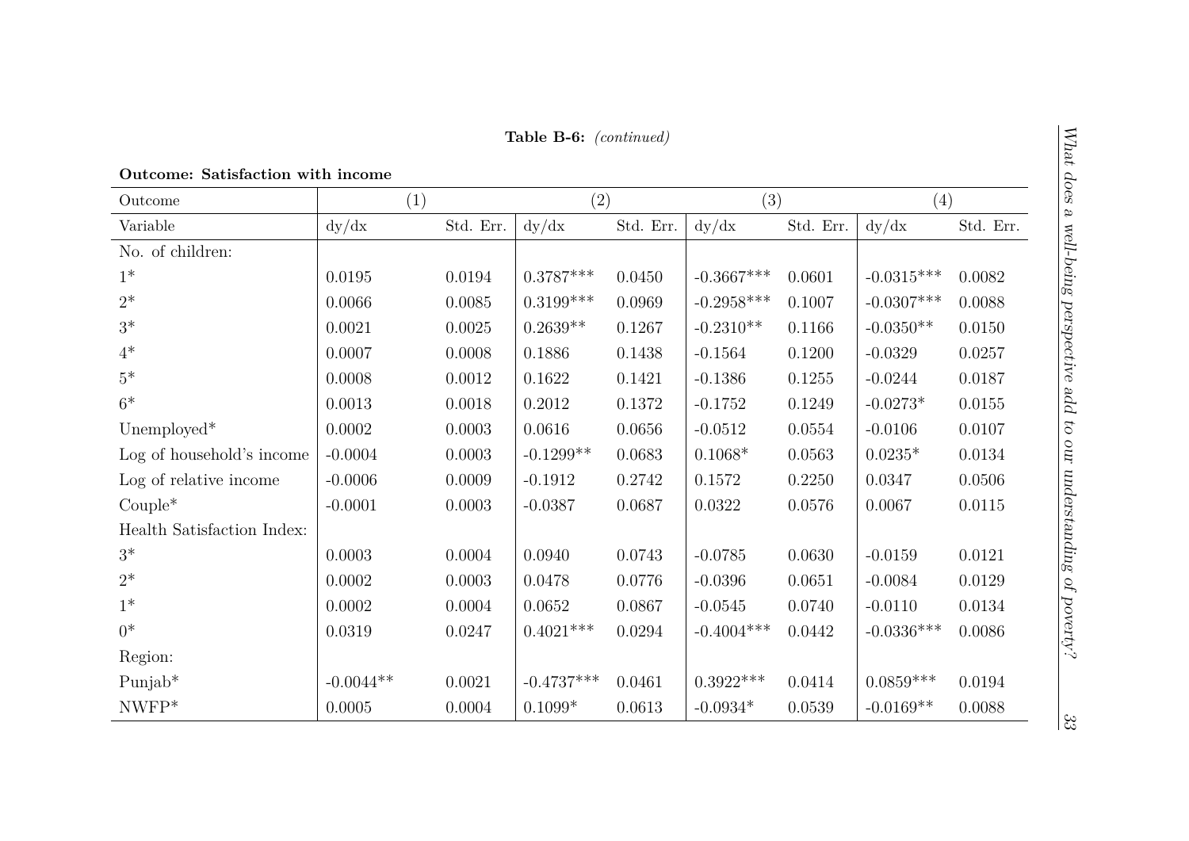**Table B-6:** *(continued)*

**Outcome: Satisfaction with income**

| Outcome | (1) | | (2) | | (3) | | (4) | |
|---|---|---|---|---|---|---|---|---|
| Variable | dy/dx | Std. Err. | dy/dx | Std. Err. | dy/dx | Std. Err. | dy/dx | Std. Err. |
| No. of children: | | | | | | | | |
| 1* | 0.0195 | 0.0194 | 0.3787*** | 0.0450 | -0.3667*** | 0.0601 | -0.0315*** | 0.0082 |
| 2* | 0.0066 | 0.0085 | 0.3199*** | 0.0969 | -0.2958*** | 0.1007 | -0.0307*** | 0.0088 |
| 3* | 0.0021 | 0.0025 | 0.2639** | 0.1267 | -0.2310** | 0.1166 | -0.0350** | 0.0150 |
| 4* | 0.0007 | 0.0008 | 0.1886 | 0.1438 | -0.1564 | 0.1200 | -0.0329 | 0.0257 |
| 5* | 0.0008 | 0.0012 | 0.1622 | 0.1421 | -0.1386 | 0.1255 | -0.0244 | 0.0187 |
| 6* | 0.0013 | 0.0018 | 0.2012 | 0.1372 | -0.1752 | 0.1249 | -0.0273* | 0.0155 |
| Unemployed* | 0.0002 | 0.0003 | 0.0616 | 0.0656 | -0.0512 | 0.0554 | -0.0106 | 0.0107 |
| Log of household's income | -0.0004 | 0.0003 | -0.1299** | 0.0683 | 0.1068* | 0.0563 | 0.0235* | 0.0134 |
| Log of relative income | -0.0006 | 0.0009 | -0.1912 | 0.2742 | 0.1572 | 0.2250 | 0.0347 | 0.0506 |
| Couple* | -0.0001 | 0.0003 | -0.0387 | 0.0687 | 0.0322 | 0.0576 | 0.0067 | 0.0115 |
| Health Satisfaction Index: | | | | | | | | |
| 3* | 0.0003 | 0.0004 | 0.0940 | 0.0743 | -0.0785 | 0.0630 | -0.0159 | 0.0121 |
| 2* | 0.0002 | 0.0003 | 0.0478 | 0.0776 | -0.0396 | 0.0651 | -0.0084 | 0.0129 |
| 1* | 0.0002 | 0.0004 | 0.0652 | 0.0867 | -0.0545 | 0.0740 | -0.0110 | 0.0134 |
| 0* | 0.0319 | 0.0247 | 0.4021*** | 0.0294 | -0.4004*** | 0.0442 | -0.0336*** | 0.0086 |
| Region: | | | | | | | | |
| Punjab* | -0.0044** | 0.0021 | -0.4737*** | 0.0461 | 0.3922*** | 0.0414 | 0.0859*** | 0.0194 |
| NWFP* | 0.0005 | 0.0004 | 0.1099* | 0.0613 | -0.0934* | 0.0539 | -0.0169** | 0.0088 |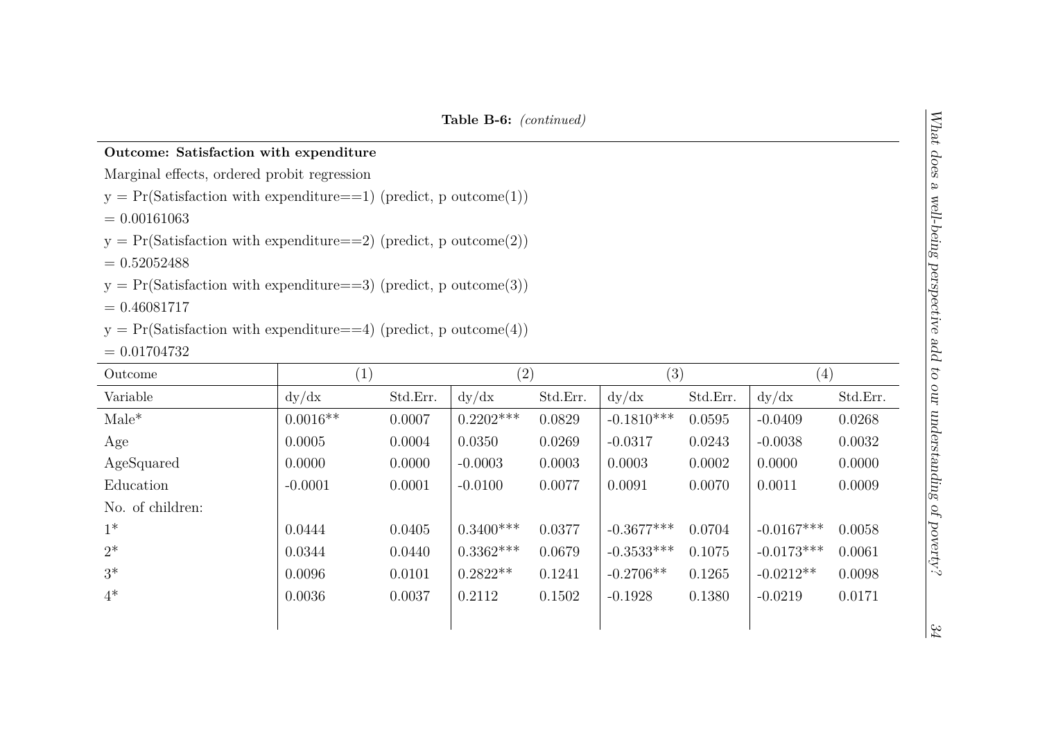**Table B-6:** *(continued)*

**Outcome: Satisfaction with expenditure**

Marginal effects, ordered probit regression

y = Pr(Satisfaction with expenditure==1) (predict, p outcome(1))

= 0.00161063

y = Pr(Satisfaction with expenditure==2) (predict, p outcome(2))

= 0.52052488

y = Pr(Satisfaction with expenditure==3) (predict, p outcome(3))

= 0.46081717

y = Pr(Satisfaction with expenditure==4) (predict, p outcome(4))

= 0.01704732

| Outcome | (1) | | (2) | | (3) | | (4) | |
|---|---|---|---|---|---|---|---|---|
| Variable | dy/dx | Std.Err. | dy/dx | Std.Err. | dy/dx | Std.Err. | dy/dx | Std.Err. |
| Male* | 0.0016** | 0.0007 | 0.2202*** | 0.0829 | -0.1810*** | 0.0595 | -0.0409 | 0.0268 |
| Age | 0.0005 | 0.0004 | 0.0350 | 0.0269 | -0.0317 | 0.0243 | -0.0038 | 0.0032 |
| AgeSquared | 0.0000 | 0.0000 | -0.0003 | 0.0003 | 0.0003 | 0.0002 | 0.0000 | 0.0000 |
| Education | -0.0001 | 0.0001 | -0.0100 | 0.0077 | 0.0091 | 0.0070 | 0.0011 | 0.0009 |
| No. of children: | | | | | | | | |
| 1* | 0.0444 | 0.0405 | 0.3400*** | 0.0377 | -0.3677*** | 0.0704 | -0.0167*** | 0.0058 |
| 2* | 0.0344 | 0.0440 | 0.3362*** | 0.0679 | -0.3533*** | 0.1075 | -0.0173*** | 0.0061 |
| 3* | 0.0096 | 0.0101 | 0.2822** | 0.1241 | -0.2706** | 0.1265 | -0.0212** | 0.0098 |
| 4* | 0.0036 | 0.0037 | 0.2112 | 0.1502 | -0.1928 | 0.1380 | -0.0219 | 0.0171 |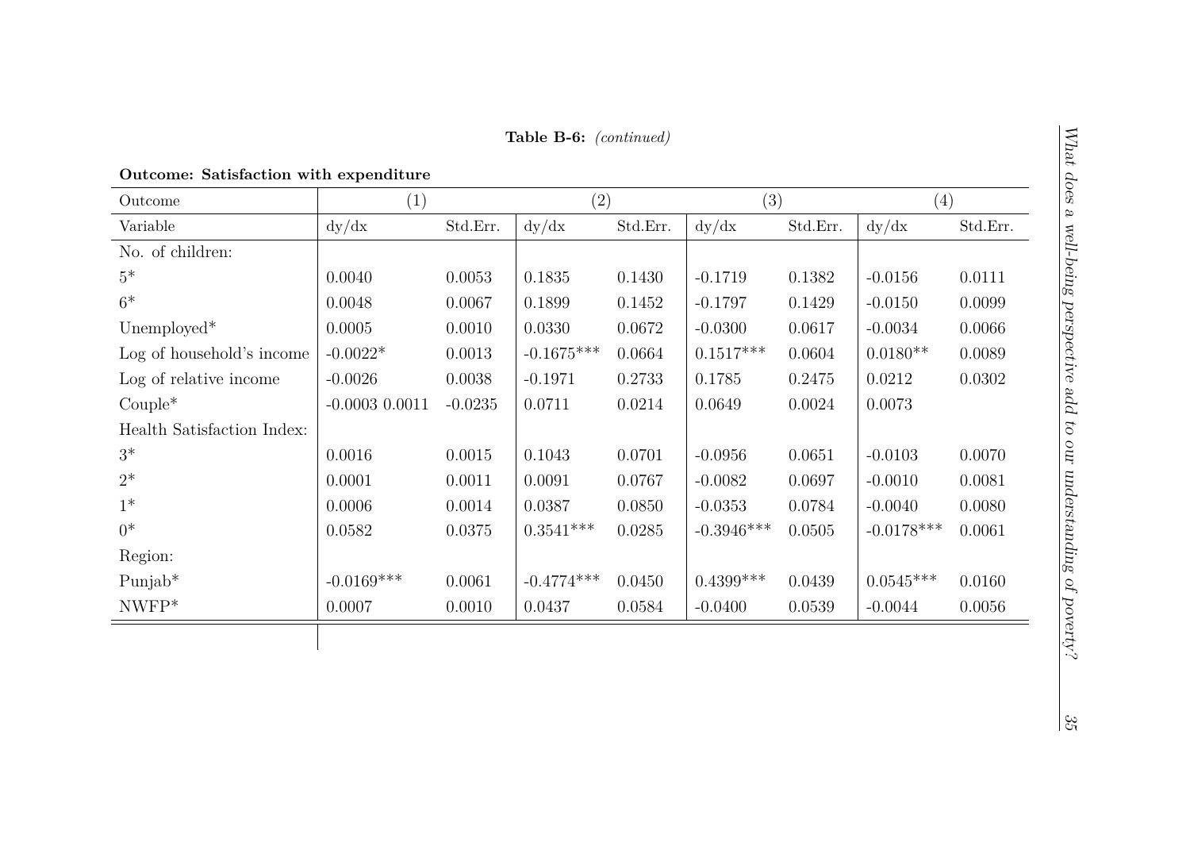**Table B-6:** *(continued)*

**Outcome: Satisfaction with expenditure**

| Outcome | (1) | | (2) | | (3) | | (4) | |
|---|---|---|---|---|---|---|---|---|
| Variable | dy/dx | Std.Err. | dy/dx | Std.Err. | dy/dx | Std.Err. | dy/dx | Std.Err. |
| No. of children: | | | | | | | | |
| 5* | 0.0040 | 0.0053 | 0.1835 | 0.1430 | -0.1719 | 0.1382 | -0.0156 | 0.0111 |
| 6* | 0.0048 | 0.0067 | 0.1899 | 0.1452 | -0.1797 | 0.1429 | -0.0150 | 0.0099 |
| Unemployed* | 0.0005 | 0.0010 | 0.0330 | 0.0672 | -0.0300 | 0.0617 | -0.0034 | 0.0066 |
| Log of household's income | -0.0022* | 0.0013 | -0.1675*** | 0.0664 | 0.1517*** | 0.0604 | 0.0180** | 0.0089 |
| Log of relative income | -0.0026 | 0.0038 | -0.1971 | 0.2733 | 0.1785 | 0.2475 | 0.0212 | 0.0302 |
| Couple* | -0.0003 0.0011 | -0.0235 | 0.0711 | 0.0214 | 0.0649 | 0.0024 | 0.0073 | |
| Health Satisfaction Index: | | | | | | | | |
| 3* | 0.0016 | 0.0015 | 0.1043 | 0.0701 | -0.0956 | 0.0651 | -0.0103 | 0.0070 |
| 2* | 0.0001 | 0.0011 | 0.0091 | 0.0767 | -0.0082 | 0.0697 | -0.0010 | 0.0081 |
| 1* | 0.0006 | 0.0014 | 0.0387 | 0.0850 | -0.0353 | 0.0784 | -0.0040 | 0.0080 |
| 0* | 0.0582 | 0.0375 | 0.3541*** | 0.0285 | -0.3946*** | 0.0505 | -0.0178*** | 0.0061 |
| Region: | | | | | | | | |
| Punjab* | -0.0169*** | 0.0061 | -0.4774*** | 0.0450 | 0.4399*** | 0.0439 | 0.0545*** | 0.0160 |
| NWFP* | 0.0007 | 0.0010 | 0.0437 | 0.0584 | -0.0400 | 0.0539 | -0.0044 | 0.0056 |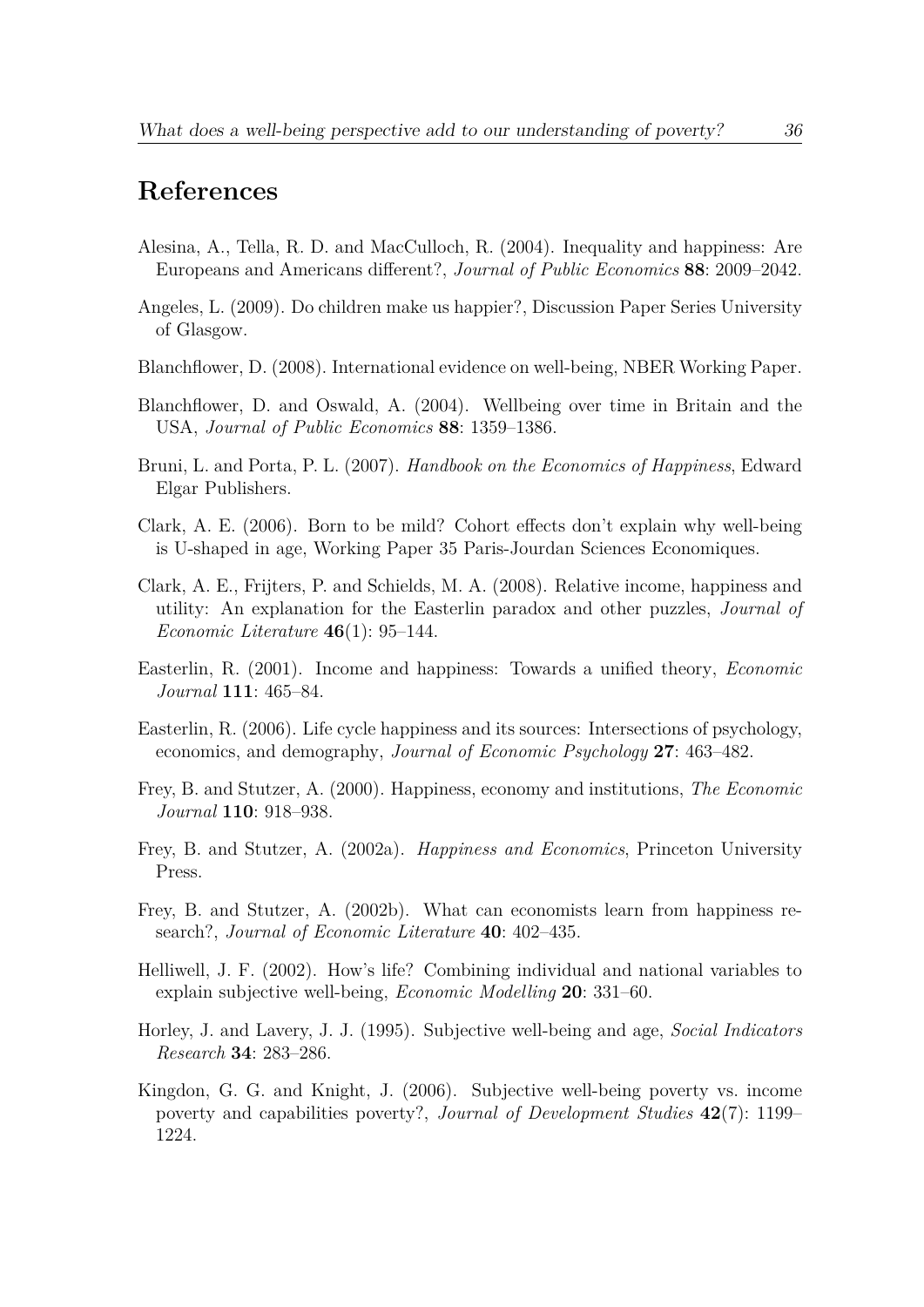# References

Alesina, A., Tella, R. D. and MacCulloch, R. (2004). Inequality and happiness: Are Europeans and Americans different?, *Journal of Public Economics* **88**: 2009–2042.

Angeles, L. (2009). Do children make us happier?, Discussion Paper Series University of Glasgow.

Blanchflower, D. (2008). International evidence on well-being, NBER Working Paper.

Blanchflower, D. and Oswald, A. (2004). Wellbeing over time in Britain and the USA, *Journal of Public Economics* **88**: 1359–1386.

Bruni, L. and Porta, P. L. (2007). *Handbook on the Economics of Happiness*, Edward Elgar Publishers.

Clark, A. E. (2006). Born to be mild? Cohort effects don't explain why well-being is U-shaped in age, Working Paper 35 Paris-Jourdan Sciences Economiques.

Clark, A. E., Frijters, P. and Schields, M. A. (2008). Relative income, happiness and utility: An explanation for the Easterlin paradox and other puzzles, *Journal of Economic Literature* **46**(1): 95–144.

Easterlin, R. (2001). Income and happiness: Towards a unified theory, *Economic Journal* **111**: 465–84.

Easterlin, R. (2006). Life cycle happiness and its sources: Intersections of psychology, economics, and demography, *Journal of Economic Psychology* **27**: 463–482.

Frey, B. and Stutzer, A. (2000). Happiness, economy and institutions, *The Economic Journal* **110**: 918–938.

Frey, B. and Stutzer, A. (2002a). *Happiness and Economics*, Princeton University Press.

Frey, B. and Stutzer, A. (2002b). What can economists learn from happiness research?, *Journal of Economic Literature* **40**: 402–435.

Helliwell, J. F. (2002). How's life? Combining individual and national variables to explain subjective well-being, *Economic Modelling* **20**: 331–60.

Horley, J. and Lavery, J. J. (1995). Subjective well-being and age, *Social Indicators Research* **34**: 283–286.

Kingdon, G. G. and Knight, J. (2006). Subjective well-being poverty vs. income poverty and capabilities poverty?, *Journal of Development Studies* **42**(7): 1199–1224.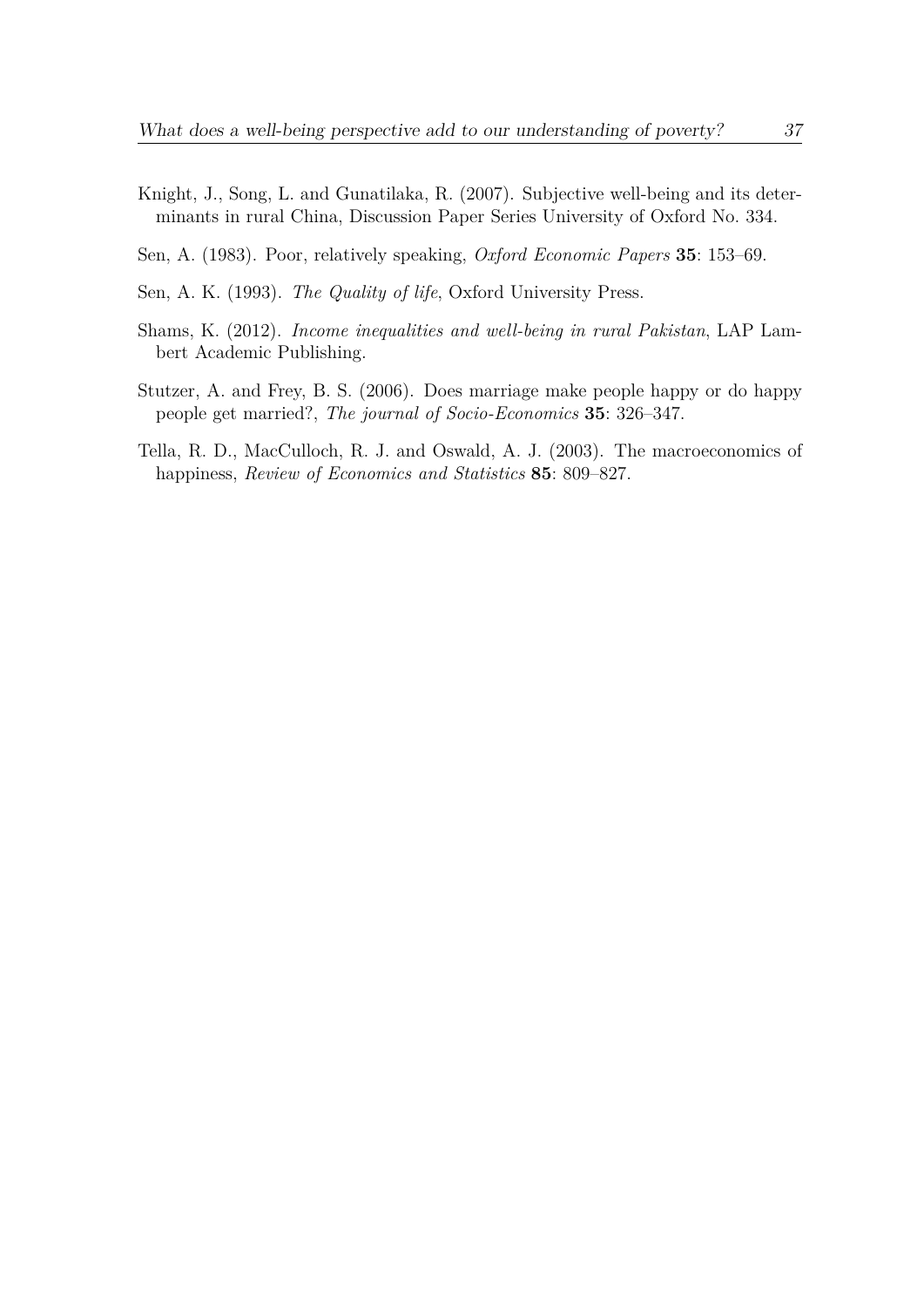Knight, J., Song, L. and Gunatilaka, R. (2007). Subjective well-being and its determinants in rural China, Discussion Paper Series University of Oxford No. 334.

Sen, A. (1983). Poor, relatively speaking, *Oxford Economic Papers* **35**: 153–69.

Sen, A. K. (1993). *The Quality of life*, Oxford University Press.

Shams, K. (2012). *Income inequalities and well-being in rural Pakistan*, LAP Lambert Academic Publishing.

Stutzer, A. and Frey, B. S. (2006). Does marriage make people happy or do happy people get married?, *The journal of Socio-Economics* **35**: 326–347.

Tella, R. D., MacCulloch, R. J. and Oswald, A. J. (2003). The macroeconomics of happiness, *Review of Economics and Statistics* **85**: 809–827.